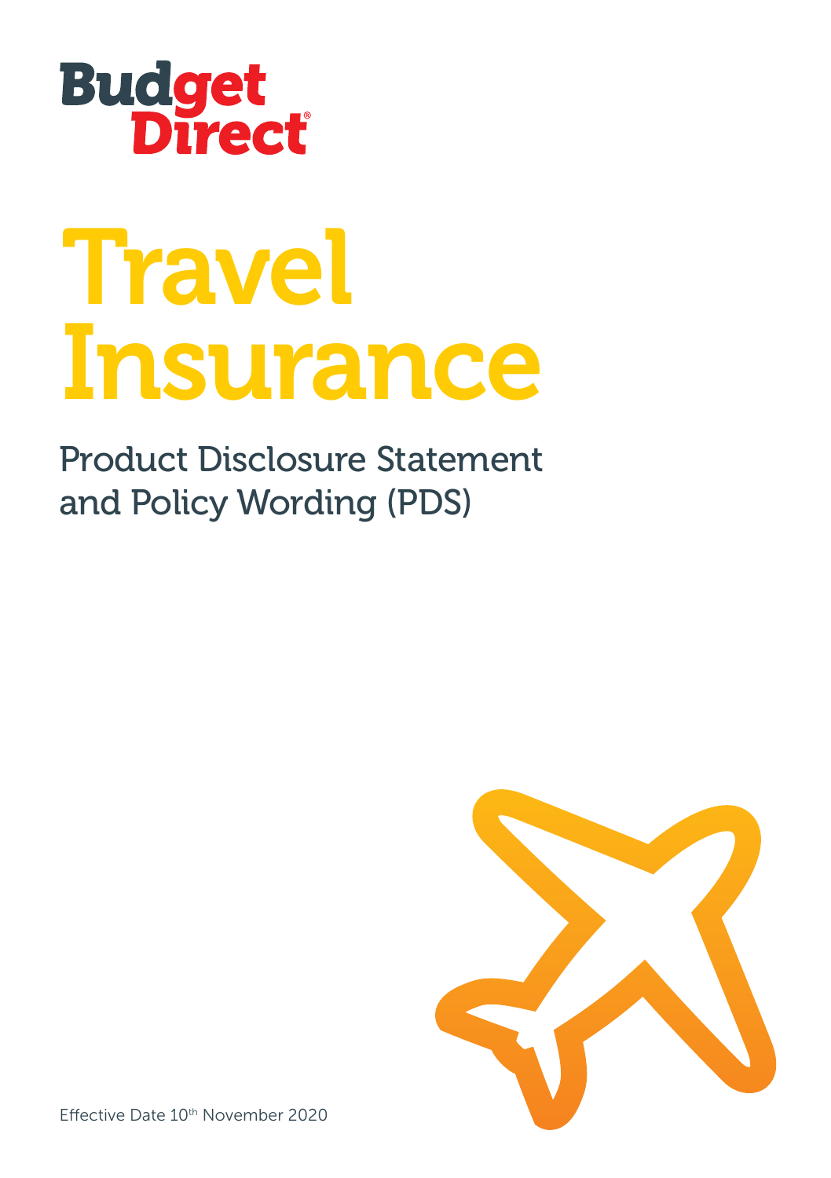Budget Direct®

# Travel Insurance

## Product Disclosure Statement and Policy Wording (PDS)

Effective Date 10th November 2020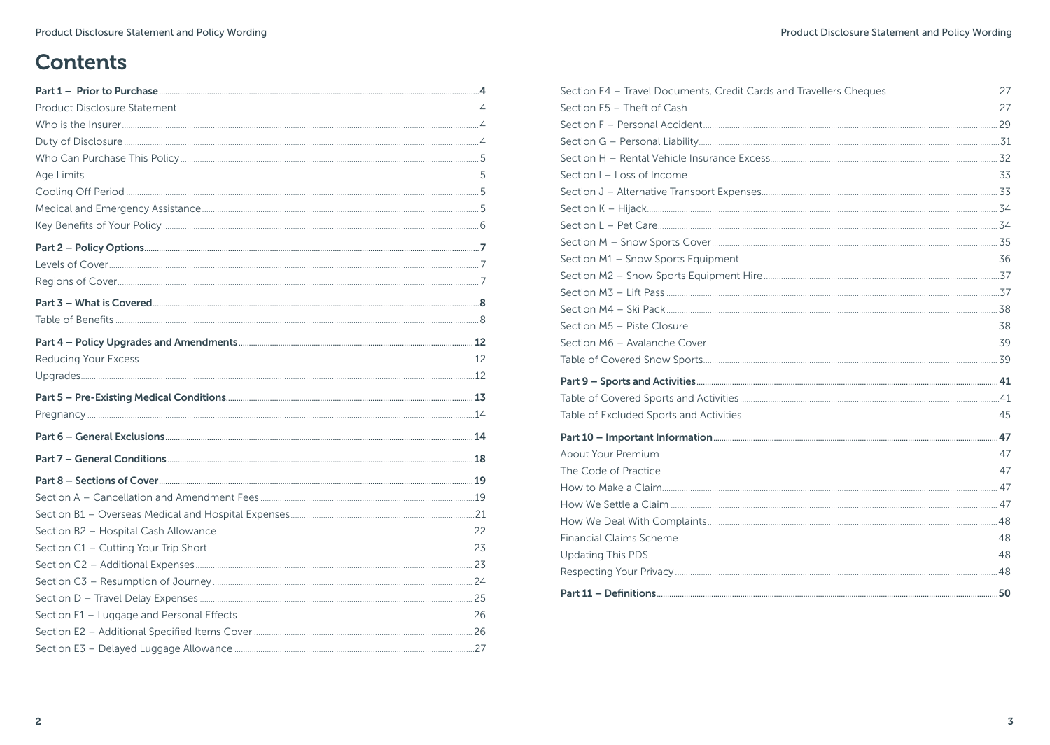# Contents

| | |
|---|---|
| **Part 1 – Prior to Purchase** | **4** |
| Product Disclosure Statement | 4 |
| Who is the Insurer | 4 |
| Duty of Disclosure | 4 |
| Who Can Purchase This Policy | 5 |
| Age Limits | 5 |
| Cooling Off Period | 5 |
| Medical and Emergency Assistance | 5 |
| Key Benefits of Your Policy | 6 |
| **Part 2 – Policy Options** | **7** |
| Levels of Cover | 7 |
| Regions of Cover | 7 |
| **Part 3 – What is Covered** | **8** |
| Table of Benefits | 8 |
| **Part 4 – Policy Upgrades and Amendments** | **12** |
| Reducing Your Excess | 12 |
| Upgrades | 12 |
| **Part 5 – Pre-Existing Medical Conditions** | **13** |
| Pregnancy | 14 |
| **Part 6 – General Exclusions** | **14** |
| **Part 7 – General Conditions** | **18** |
| **Part 8 – Sections of Cover** | **19** |
| Section A – Cancellation and Amendment Fees | 19 |
| Section B1 – Overseas Medical and Hospital Expenses | 21 |
| Section B2 – Hospital Cash Allowance | 22 |
| Section C1 – Cutting Your Trip Short | 23 |
| Section C2 – Additional Expenses | 23 |
| Section C3 – Resumption of Journey | 24 |
| Section D – Travel Delay Expenses | 25 |
| Section E1 – Luggage and Personal Effects | 26 |
| Section E2 – Additional Specified Items Cover | 26 |
| Section E3 – Delayed Luggage Allowance | 27 |
| Section E4 – Travel Documents, Credit Cards and Travellers Cheques | 27 |
| Section E5 – Theft of Cash | 27 |
| Section F – Personal Accident | 29 |
| Section G – Personal Liability | 31 |
| Section H – Rental Vehicle Insurance Excess | 32 |
| Section I – Loss of Income | 33 |
| Section J – Alternative Transport Expenses | 33 |
| Section K – Hijack | 34 |
| Section L – Pet Care | 34 |
| Section M – Snow Sports Cover | 35 |
| Section M1 – Snow Sports Equipment | 36 |
| Section M2 – Snow Sports Equipment Hire | 37 |
| Section M3 – Lift Pass | 37 |
| Section M4 – Ski Pack | 38 |
| Section M5 – Piste Closure | 38 |
| Section M6 – Avalanche Cover | 39 |
| Table of Covered Snow Sports | 39 |
| **Part 9 – Sports and Activities** | **41** |
| Table of Covered Sports and Activities | 41 |
| Table of Excluded Sports and Activities | 45 |
| **Part 10 – Important Information** | **47** |
| About Your Premium | 47 |
| The Code of Practice | 47 |
| How to Make a Claim | 47 |
| How We Settle a Claim | 47 |
| How We Deal With Complaints | 48 |
| Financial Claims Scheme | 48 |
| Updating This PDS | 48 |
| Respecting Your Privacy | 48 |
| **Part 11 – Definitions** | **50** |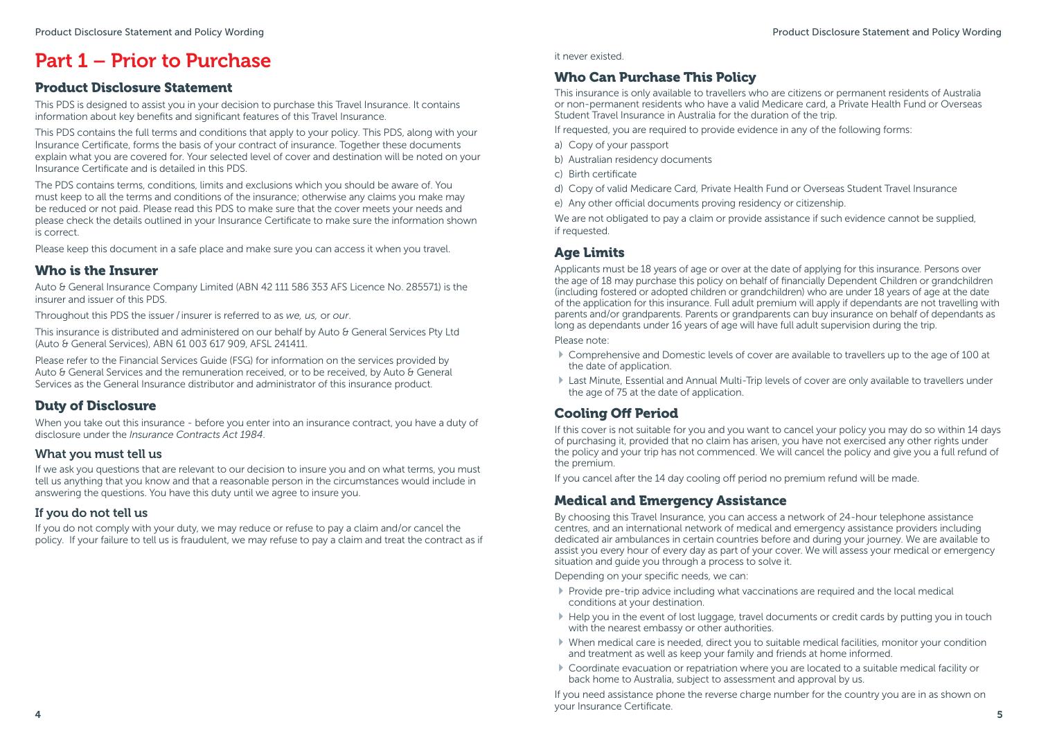# Part 1 – Prior to Purchase

## Product Disclosure Statement

This PDS is designed to assist you in your decision to purchase this Travel Insurance. It contains information about key benefits and significant features of this Travel Insurance.

This PDS contains the full terms and conditions that apply to your policy. This PDS, along with your Insurance Certificate, forms the basis of your contract of insurance. Together these documents explain what you are covered for. Your selected level of cover and destination will be noted on your Insurance Certificate and is detailed in this PDS.

The PDS contains terms, conditions, limits and exclusions which you should be aware of. You must keep to all the terms and conditions of the insurance; otherwise any claims you make may be reduced or not paid. Please read this PDS to make sure that the cover meets your needs and please check the details outlined in your Insurance Certificate to make sure the information shown is correct.

Please keep this document in a safe place and make sure you can access it when you travel.

## Who is the Insurer

Auto & General Insurance Company Limited (ABN 42 111 586 353 AFS Licence No. 285571) is the insurer and issuer of this PDS.

Throughout this PDS the issuer / insurer is referred to as *we, us,* or *our*.

This insurance is distributed and administered on our behalf by Auto & General Services Pty Ltd (Auto & General Services), ABN 61 003 617 909, AFSL 241411.

Please refer to the Financial Services Guide (FSG) for information on the services provided by Auto & General Services and the remuneration received, or to be received, by Auto & General Services as the General Insurance distributor and administrator of this insurance product.

## Duty of Disclosure

When you take out this insurance - before you enter into an insurance contract, you have a duty of disclosure under the *Insurance Contracts Act 1984*.

### What you must tell us

If we ask you questions that are relevant to our decision to insure you and on what terms, you must tell us anything that you know and that a reasonable person in the circumstances would include in answering the questions. You have this duty until we agree to insure you.

### If you do not tell us

If you do not comply with your duty, we may reduce or refuse to pay a claim and/or cancel the policy. If your failure to tell us is fraudulent, we may refuse to pay a claim and treat the contract as if it never existed.

## Who Can Purchase This Policy

This insurance is only available to travellers who are citizens or permanent residents of Australia or non-permanent residents who have a valid Medicare card, a Private Health Fund or Overseas Student Travel Insurance in Australia for the duration of the trip.

If requested, you are required to provide evidence in any of the following forms:

a) Copy of your passport
b) Australian residency documents
c) Birth certificate
d) Copy of valid Medicare Card, Private Health Fund or Overseas Student Travel Insurance
e) Any other official documents proving residency or citizenship.

We are not obligated to pay a claim or provide assistance if such evidence cannot be supplied, if requested.

## Age Limits

Applicants must be 18 years of age or over at the date of applying for this insurance. Persons over the age of 18 may purchase this policy on behalf of financially Dependent Children or grandchildren (including fostered or adopted children or grandchildren) who are under 18 years of age at the date of the application for this insurance. Full adult premium will apply if dependants are not travelling with parents and/or grandparents. Parents or grandparents can buy insurance on behalf of dependants as long as dependants under 16 years of age will have full adult supervision during the trip.

Please note:

- Comprehensive and Domestic levels of cover are available to travellers up to the age of 100 at the date of application.
- Last Minute, Essential and Annual Multi-Trip levels of cover are only available to travellers under the age of 75 at the date of application.

## Cooling Off Period

If this cover is not suitable for you and you want to cancel your policy you may do so within 14 days of purchasing it, provided that no claim has arisen, you have not exercised any other rights under the policy and your trip has not commenced. We will cancel the policy and give you a full refund of the premium.

If you cancel after the 14 day cooling off period no premium refund will be made.

## Medical and Emergency Assistance

By choosing this Travel Insurance, you can access a network of 24-hour telephone assistance centres, and an international network of medical and emergency assistance providers including dedicated air ambulances in certain countries before and during your journey. We are available to assist you every hour of every day as part of your cover. We will assess your medical or emergency situation and guide you through a process to solve it.

Depending on your specific needs, we can:

- Provide pre-trip advice including what vaccinations are required and the local medical conditions at your destination.
- Help you in the event of lost luggage, travel documents or credit cards by putting you in touch with the nearest embassy or other authorities.
- When medical care is needed, direct you to suitable medical facilities, monitor your condition and treatment as well as keep your family and friends at home informed.
- Coordinate evacuation or repatriation where you are located to a suitable medical facility or back home to Australia, subject to assessment and approval by us.

If you need assistance phone the reverse charge number for the country you are in as shown on your Insurance Certificate.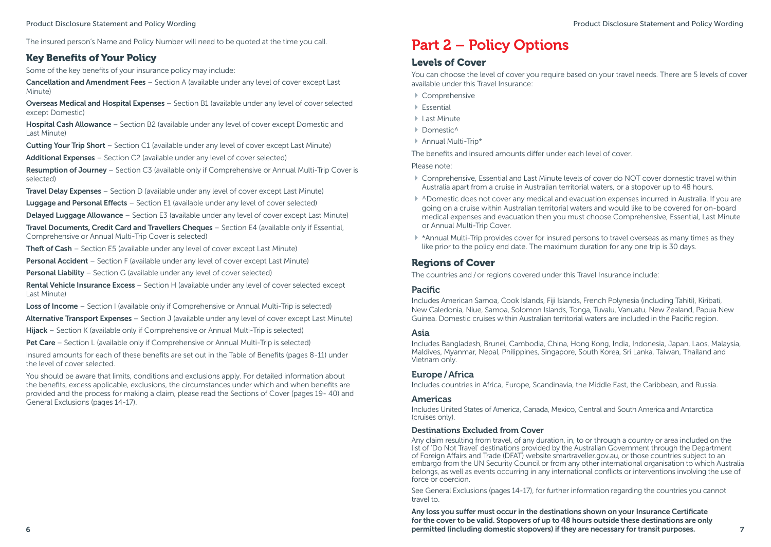The insured person's Name and Policy Number will need to be quoted at the time you call.

## Key Benefits of Your Policy

Some of the key benefits of your insurance policy may include:

**Cancellation and Amendment Fees** – Section A (available under any level of cover except Last Minute)

**Overseas Medical and Hospital Expenses** – Section B1 (available under any level of cover selected except Domestic)

**Hospital Cash Allowance** – Section B2 (available under any level of cover except Domestic and Last Minute)

**Cutting Your Trip Short** – Section C1 (available under any level of cover except Last Minute)

**Additional Expenses** – Section C2 (available under any level of cover selected)

**Resumption of Journey** – Section C3 (available only if Comprehensive or Annual Multi-Trip Cover is selected)

**Travel Delay Expenses** – Section D (available under any level of cover except Last Minute)

**Luggage and Personal Effects** – Section E1 (available under any level of cover selected)

**Delayed Luggage Allowance** – Section E3 (available under any level of cover except Last Minute)

**Travel Documents, Credit Card and Travellers Cheques** – Section E4 (available only if Essential, Comprehensive or Annual Multi-Trip Cover is selected)

**Theft of Cash** – Section E5 (available under any level of cover except Last Minute)

**Personal Accident** – Section F (available under any level of cover except Last Minute)

**Personal Liability** – Section G (available under any level of cover selected)

**Rental Vehicle Insurance Excess** – Section H (available under any level of cover selected except Last Minute)

**Loss of Income** – Section I (available only if Comprehensive or Annual Multi-Trip is selected)

**Alternative Transport Expenses** – Section J (available under any level of cover except Last Minute)

**Hijack** – Section K (available only if Comprehensive or Annual Multi-Trip is selected)

**Pet Care** – Section L (available only if Comprehensive or Annual Multi-Trip is selected)

Insured amounts for each of these benefits are set out in the Table of Benefits (pages 8-11) under the level of cover selected.

You should be aware that limits, conditions and exclusions apply. For detailed information about the benefits, excess applicable, exclusions, the circumstances under which and when benefits are provided and the process for making a claim, please read the Sections of Cover (pages 19- 40) and General Exclusions (pages 14-17).

# Part 2 – Policy Options

## Levels of Cover

You can choose the level of cover you require based on your travel needs. There are 5 levels of cover available under this Travel Insurance:

- Comprehensive
- Essential
- Last Minute
- Domestic^
- Annual Multi-Trip*

The benefits and insured amounts differ under each level of cover.

Please note:

- Comprehensive, Essential and Last Minute levels of cover do NOT cover domestic travel within Australia apart from a cruise in Australian territorial waters, or a stopover up to 48 hours.
- ^Domestic does not cover any medical and evacuation expenses incurred in Australia. If you are going on a cruise within Australian territorial waters and would like to be covered for on-board medical expenses and evacuation then you must choose Comprehensive, Essential, Last Minute or Annual Multi-Trip Cover.
- *Annual Multi-Trip provides cover for insured persons to travel overseas as many times as they like prior to the policy end date. The maximum duration for any one trip is 30 days.

## Regions of Cover

The countries and / or regions covered under this Travel Insurance include:

### Pacific

Includes American Samoa, Cook Islands, Fiji Islands, French Polynesia (including Tahiti), Kiribati, New Caledonia, Niue, Samoa, Solomon Islands, Tonga, Tuvalu, Vanuatu, New Zealand, Papua New Guinea. Domestic cruises within Australian territorial waters are included in the Pacific region.

### Asia

Includes Bangladesh, Brunei, Cambodia, China, Hong Kong, India, Indonesia, Japan, Laos, Malaysia, Maldives, Myanmar, Nepal, Philippines, Singapore, South Korea, Sri Lanka, Taiwan, Thailand and Vietnam only.

### Europe / Africa

Includes countries in Africa, Europe, Scandinavia, the Middle East, the Caribbean, and Russia.

### Americas

Includes United States of America, Canada, Mexico, Central and South America and Antarctica (cruises only).

#### Destinations Excluded from Cover

Any claim resulting from travel, of any duration, in, to or through a country or area included on the list of 'Do Not Travel' destinations provided by the Australian Government through the Department of Foreign Affairs and Trade (DFAT) website smartraveller.gov.au, or those countries subject to an embargo from the UN Security Council or from any other international organisation to which Australia belongs, as well as events occurring in any international conflicts or interventions involving the use of force or coercion.

See General Exclusions (pages 14-17), for further information regarding the countries you cannot travel to.

**Any loss you suffer must occur in the destinations shown on your Insurance Certificate for the cover to be valid. Stopovers of up to 48 hours outside these destinations are only permitted (including domestic stopovers) if they are necessary for transit purposes.**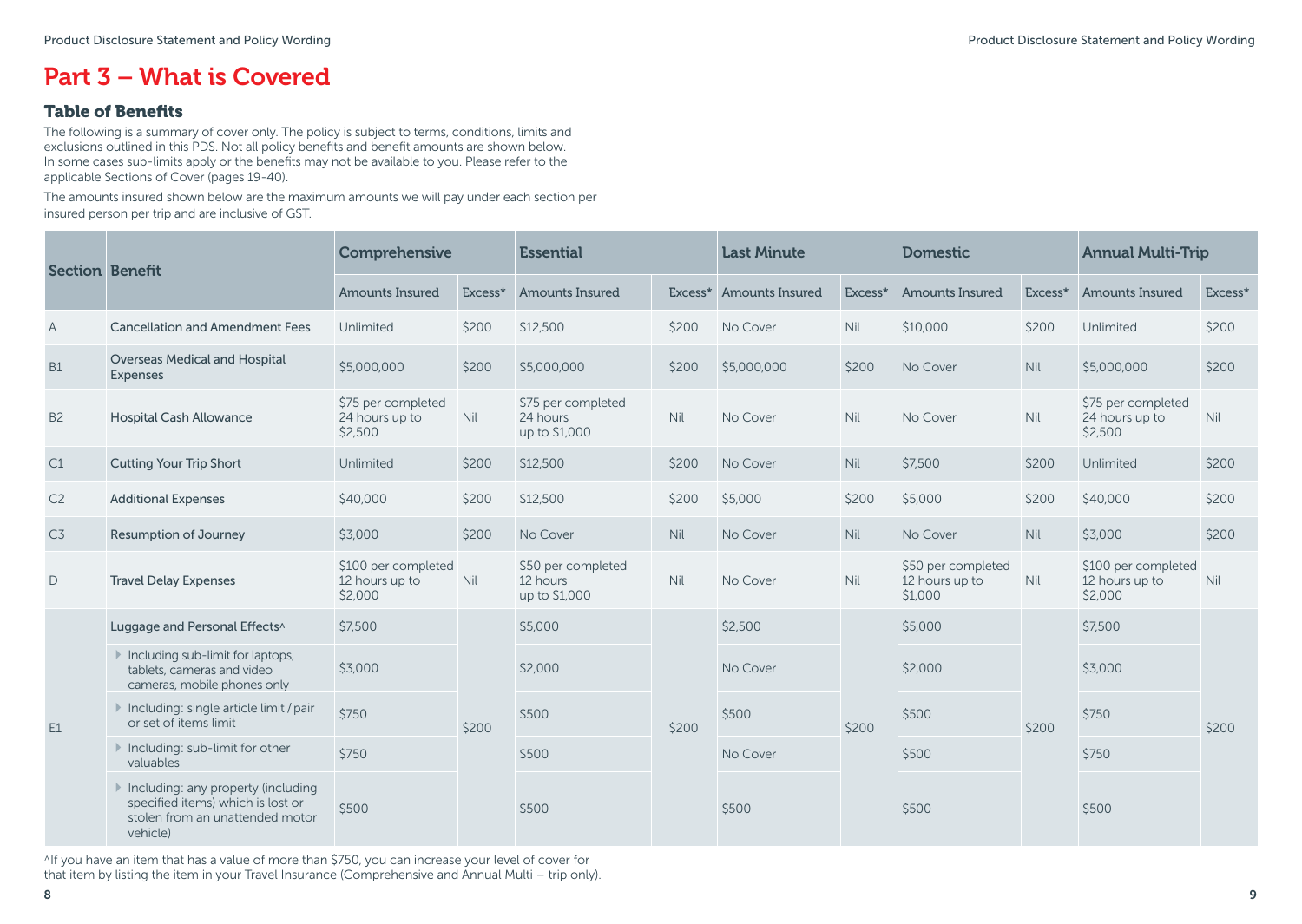# Part 3 – What is Covered

## Table of Benefits

The following is a summary of cover only. The policy is subject to terms, conditions, limits and exclusions outlined in this PDS. Not all policy benefits and benefit amounts are shown below. In some cases sub-limits apply or the benefits may not be available to you. Please refer to the applicable Sections of Cover (pages 19-40).

The amounts insured shown below are the maximum amounts we will pay under each section per insured person per trip and are inclusive of GST.

| Section | Benefit | Comprehensive | | Essential | | Last Minute | | Domestic | | Annual Multi-Trip | |
|---|---|---|---|---|---|---|---|---|---|---|---|
| | | Amounts Insured | Excess* | Amounts Insured | Excess* | Amounts Insured | Excess* | Amounts Insured | Excess* | Amounts Insured | Excess* |
| A | Cancellation and Amendment Fees | Unlimited | $200 | $12,500 | $200 | No Cover | Nil | $10,000 | $200 | Unlimited | $200 |
| B1 | Overseas Medical and Hospital Expenses | $5,000,000 | $200 | $5,000,000 | $200 | $5,000,000 | $200 | No Cover | Nil | $5,000,000 | $200 |
| B2 | Hospital Cash Allowance | $75 per completed 24 hours up to $2,500 | Nil | $75 per completed 24 hours up to $1,000 | Nil | No Cover | Nil | No Cover | Nil | $75 per completed 24 hours up to $2,500 | Nil |
| C1 | Cutting Your Trip Short | Unlimited | $200 | $12,500 | $200 | No Cover | Nil | $7,500 | $200 | Unlimited | $200 |
| C2 | Additional Expenses | $40,000 | $200 | $12,500 | $200 | $5,000 | $200 | $5,000 | $200 | $40,000 | $200 |
| C3 | Resumption of Journey | $3,000 | $200 | No Cover | Nil | No Cover | Nil | No Cover | Nil | $3,000 | $200 |
| D | Travel Delay Expenses | $100 per completed 12 hours up to $2,000 | Nil | $50 per completed 12 hours up to $1,000 | Nil | No Cover | Nil | $50 per completed 12 hours up to $1,000 | Nil | $100 per completed 12 hours up to $2,000 | Nil |
| E1 | Luggage and Personal Effects^ | $7,500 | $200 | $5,000 | $200 | $2,500 | $200 | $5,000 | $200 | $7,500 | $200 |
| | Including sub-limit for laptops, tablets, cameras and video cameras, mobile phones only | $3,000 | | $2,000 | | No Cover | | $2,000 | | $3,000 | |
| | Including: single article limit / pair or set of items limit | $750 | | $500 | | $500 | | $500 | | $750 | |
| | Including: sub-limit for other valuables | $750 | | $500 | | No Cover | | $500 | | $750 | |
| | Including: any property (including specified items) which is lost or stolen from an unattended motor vehicle) | $500 | | $500 | | $500 | | $500 | | $500 | |

^If you have an item that has a value of more than $750, you can increase your level of cover for that item by listing the item in your Travel Insurance (Comprehensive and Annual Multi – trip only).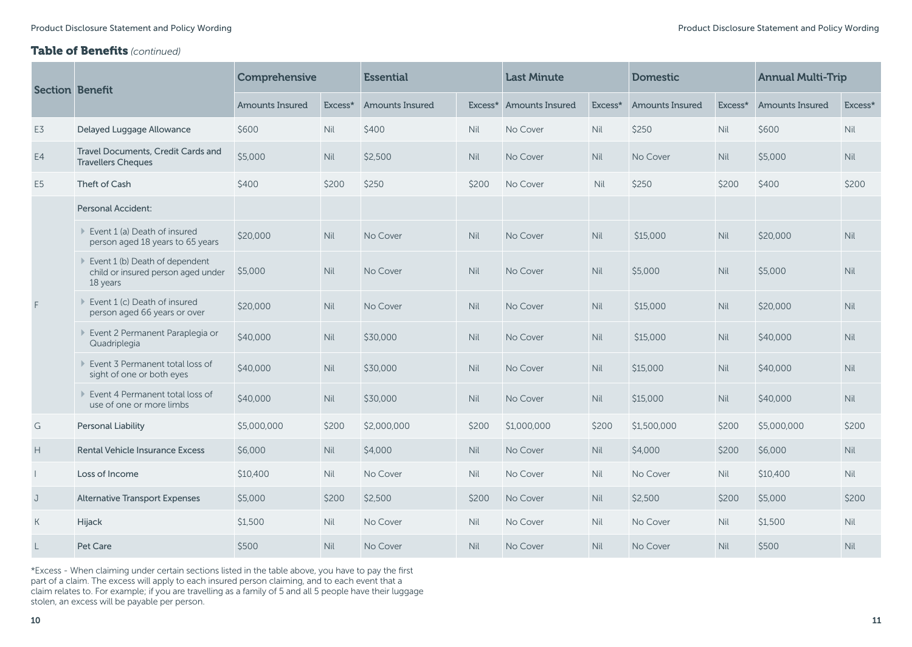## Table of Benefits *(continued)*

| Section | Benefit | Comprehensive | | Essential | | Last Minute | | Domestic | | Annual Multi-Trip | |
|---|---|---|---|---|---|---|---|---|---|---|---|
| | | Amounts Insured | Excess* | Amounts Insured | Excess* | Amounts Insured | Excess* | Amounts Insured | Excess* | Amounts Insured | Excess* |
| E3 | Delayed Luggage Allowance | $600 | Nil | $400 | Nil | No Cover | Nil | $250 | Nil | $600 | Nil |
| E4 | Travel Documents, Credit Cards and Travellers Cheques | $5,000 | Nil | $2,500 | Nil | No Cover | Nil | No Cover | Nil | $5,000 | Nil |
| E5 | Theft of Cash | $400 | $200 | $250 | $200 | No Cover | Nil | $250 | $200 | $400 | $200 |
| F | Personal Accident: | | | | | | | | | | |
| | Event 1 (a) Death of insured person aged 18 years to 65 years | $20,000 | Nil | No Cover | Nil | No Cover | Nil | $15,000 | Nil | $20,000 | Nil |
| | Event 1 (b) Death of dependent child or insured person aged under 18 years | $5,000 | Nil | No Cover | Nil | No Cover | Nil | $5,000 | Nil | $5,000 | Nil |
| | Event 1 (c) Death of insured person aged 66 years or over | $20,000 | Nil | No Cover | Nil | No Cover | Nil | $15,000 | Nil | $20,000 | Nil |
| | Event 2 Permanent Paraplegia or Quadriplegia | $40,000 | Nil | $30,000 | Nil | No Cover | Nil | $15,000 | Nil | $40,000 | Nil |
| | Event 3 Permanent total loss of sight of one or both eyes | $40,000 | Nil | $30,000 | Nil | No Cover | Nil | $15,000 | Nil | $40,000 | Nil |
| | Event 4 Permanent total loss of use of one or more limbs | $40,000 | Nil | $30,000 | Nil | No Cover | Nil | $15,000 | Nil | $40,000 | Nil |
| G | Personal Liability | $5,000,000 | $200 | $2,000,000 | $200 | $1,000,000 | $200 | $1,500,000 | $200 | $5,000,000 | $200 |
| H | Rental Vehicle Insurance Excess | $6,000 | Nil | $4,000 | Nil | No Cover | Nil | $4,000 | $200 | $6,000 | Nil |
| I | Loss of Income | $10,400 | Nil | No Cover | Nil | No Cover | Nil | No Cover | Nil | $10,400 | Nil |
| J | Alternative Transport Expenses | $5,000 | $200 | $2,500 | $200 | No Cover | Nil | $2,500 | $200 | $5,000 | $200 |
| K | Hijack | $1,500 | Nil | No Cover | Nil | No Cover | Nil | No Cover | Nil | $1,500 | Nil |
| L | Pet Care | $500 | Nil | No Cover | Nil | No Cover | Nil | No Cover | Nil | $500 | Nil |

*Excess - When claiming under certain sections listed in the table above, you have to pay the first part of a claim. The excess will apply to each insured person claiming, and to each event that a claim relates to. For example; if you are travelling as a family of 5 and all 5 people have their luggage stolen, an excess will be payable per person.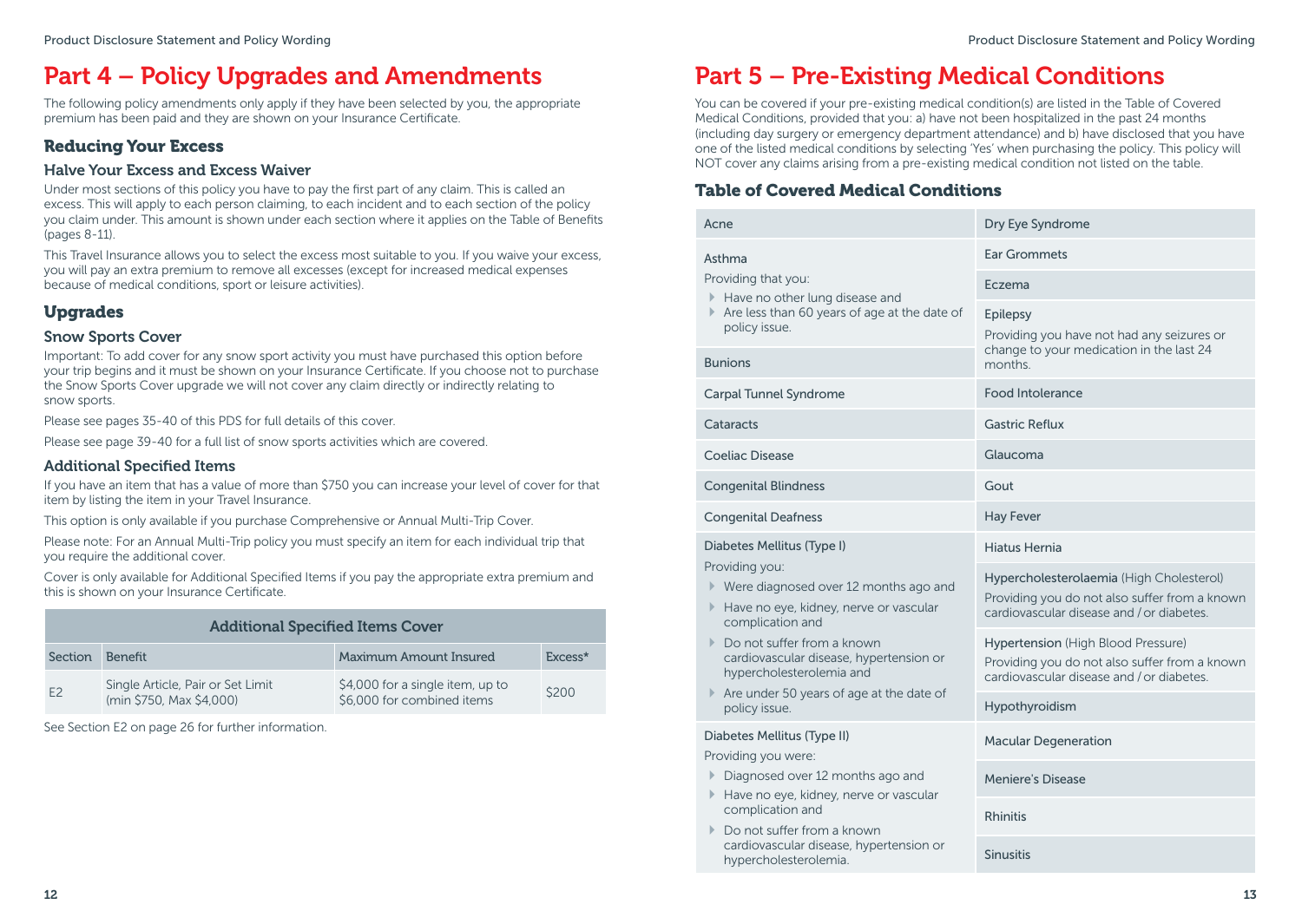# Part 4 – Policy Upgrades and Amendments

The following policy amendments only apply if they have been selected by you, the appropriate premium has been paid and they are shown on your Insurance Certificate.

## Reducing Your Excess

### Halve Your Excess and Excess Waiver

Under most sections of this policy you have to pay the first part of any claim. This is called an excess. This will apply to each person claiming, to each incident and to each section of the policy you claim under. This amount is shown under each section where it applies on the Table of Benefits (pages 8-11).

This Travel Insurance allows you to select the excess most suitable to you. If you waive your excess, you will pay an extra premium to remove all excesses (except for increased medical expenses because of medical conditions, sport or leisure activities).

## Upgrades

### Snow Sports Cover

Important: To add cover for any snow sport activity you must have purchased this option before your trip begins and it must be shown on your Insurance Certificate. If you choose not to purchase the Snow Sports Cover upgrade we will not cover any claim directly or indirectly relating to snow sports.

Please see pages 35-40 of this PDS for full details of this cover.

Please see page 39-40 for a full list of snow sports activities which are covered.

### Additional Specified Items

If you have an item that has a value of more than $750 you can increase your level of cover for that item by listing the item in your Travel Insurance.

This option is only available if you purchase Comprehensive or Annual Multi-Trip Cover.

Please note: For an Annual Multi-Trip policy you must specify an item for each individual trip that you require the additional cover.

Cover is only available for Additional Specified Items if you pay the appropriate extra premium and this is shown on your Insurance Certificate.

| Additional Specified Items Cover | | | |
|---|---|---|---|
| Section | Benefit | Maximum Amount Insured | Excess* |
| E2 | Single Article, Pair or Set Limit (min $750, Max $4,000) | $4,000 for a single item, up to $6,000 for combined items | $200 |

See Section E2 on page 26 for further information.

# Part 5 – Pre-Existing Medical Conditions

You can be covered if your pre-existing medical condition(s) are listed in the Table of Covered Medical Conditions, provided that you: a) have not been hospitalized in the past 24 months (including day surgery or emergency department attendance) and b) have disclosed that you have one of the listed medical conditions by selecting 'Yes' when purchasing the policy. This policy will NOT cover any claims arising from a pre-existing medical condition not listed on the table.

## Table of Covered Medical Conditions

| | |
|---|---|
| Acne | Dry Eye Syndrome |
| Asthma<br>Providing that you:<br>- Have no other lung disease and<br>- Are less than 60 years of age at the date of policy issue. | Ear Grommets<br>Eczema<br>Epilepsy<br>Providing you have not had any seizures or change to your medication in the last 24 months. |
| Bunions | |
| Carpal Tunnel Syndrome | Food Intolerance |
| Cataracts | Gastric Reflux |
| Coeliac Disease | Glaucoma |
| Congenital Blindness | Gout |
| Congenital Deafness | Hay Fever |
| Diabetes Mellitus (Type I)<br>Providing you:<br>- Were diagnosed over 12 months ago and<br>- Have no eye, kidney, nerve or vascular complication and<br>- Do not suffer from a known cardiovascular disease, hypertension or hypercholesterolemia and<br>- Are under 50 years of age at the date of policy issue. | Hiatus Hernia<br>Hypercholesterolaemia (High Cholesterol)<br>Providing you do not also suffer from a known cardiovascular disease and / or diabetes.<br>Hypertension (High Blood Pressure)<br>Providing you do not also suffer from a known cardiovascular disease and / or diabetes.<br>Hypothyroidism |
| Diabetes Mellitus (Type II)<br>Providing you were:<br>- Diagnosed over 12 months ago and<br>- Have no eye, kidney, nerve or vascular complication and<br>- Do not suffer from a known cardiovascular disease, hypertension or hypercholesterolemia. | Macular Degeneration<br>Meniere's Disease<br>Rhinitis<br>Sinusitis |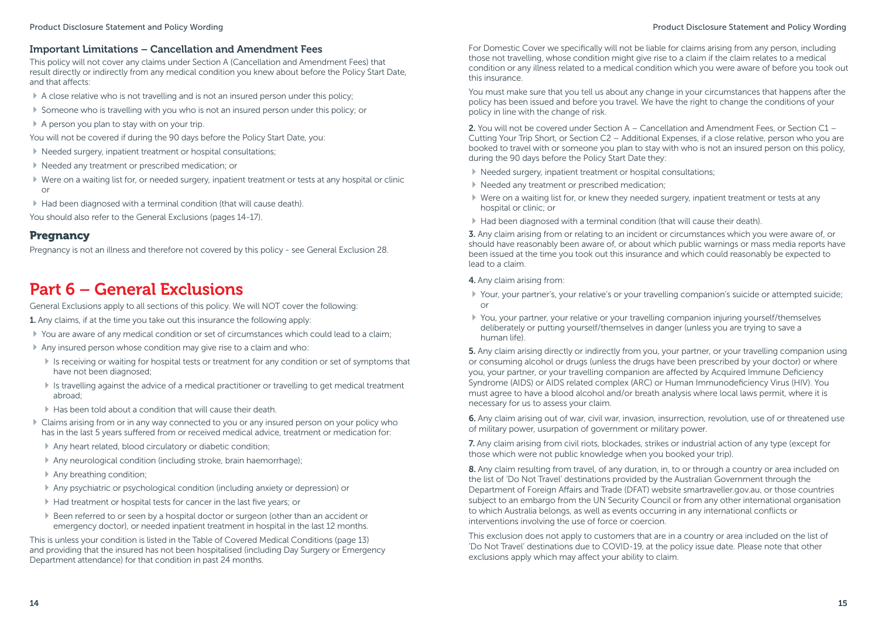### Important Limitations – Cancellation and Amendment Fees

This policy will not cover any claims under Section A (Cancellation and Amendment Fees) that result directly or indirectly from any medical condition you knew about before the Policy Start Date, and that affects:

- A close relative who is not travelling and is not an insured person under this policy;
- Someone who is travelling with you who is not an insured person under this policy; or
- A person you plan to stay with on your trip.

You will not be covered if during the 90 days before the Policy Start Date, you:

- Needed surgery, inpatient treatment or hospital consultations;
- Needed any treatment or prescribed medication; or
- Were on a waiting list for, or needed surgery, inpatient treatment or tests at any hospital or clinic or
- Had been diagnosed with a terminal condition (that will cause death).

You should also refer to the General Exclusions (pages 14-17).

### Pregnancy

Pregnancy is not an illness and therefore not covered by this policy - see General Exclusion 28.

# Part 6 – General Exclusions

General Exclusions apply to all sections of this policy. We will NOT cover the following:

**1.** Any claims, if at the time you take out this insurance the following apply:

- You are aware of any medical condition or set of circumstances which could lead to a claim;
- Any insured person whose condition may give rise to a claim and who:
  - Is receiving or waiting for hospital tests or treatment for any condition or set of symptoms that have not been diagnosed;
  - Is travelling against the advice of a medical practitioner or travelling to get medical treatment abroad;
  - Has been told about a condition that will cause their death.
- Claims arising from or in any way connected to you or any insured person on your policy who has in the last 5 years suffered from or received medical advice, treatment or medication for:
  - Any heart related, blood circulatory or diabetic condition;
  - Any neurological condition (including stroke, brain haemorrhage);
  - Any breathing condition;
  - Any psychiatric or psychological condition (including anxiety or depression) or
  - Had treatment or hospital tests for cancer in the last five years; or
  - Been referred to or seen by a hospital doctor or surgeon (other than an accident or emergency doctor), or needed inpatient treatment in hospital in the last 12 months.

This is unless your condition is listed in the Table of Covered Medical Conditions (page 13) and providing that the insured has not been hospitalised (including Day Surgery or Emergency Department attendance) for that condition in past 24 months.

For Domestic Cover we specifically will not be liable for claims arising from any person, including those not travelling, whose condition might give rise to a claim if the claim relates to a medical condition or any illness related to a medical condition which you were aware of before you took out this insurance.

You must make sure that you tell us about any change in your circumstances that happens after the policy has been issued and before you travel. We have the right to change the conditions of your policy in line with the change of risk.

**2.** You will not be covered under Section A – Cancellation and Amendment Fees, or Section C1 – Cutting Your Trip Short, or Section C2 – Additional Expenses, if a close relative, person who you are booked to travel with or someone you plan to stay with who is not an insured person on this policy, during the 90 days before the Policy Start Date they:

- Needed surgery, inpatient treatment or hospital consultations;
- Needed any treatment or prescribed medication;
- Were on a waiting list for, or knew they needed surgery, inpatient treatment or tests at any hospital or clinic; or
- Had been diagnosed with a terminal condition (that will cause their death).

**3.** Any claim arising from or relating to an incident or circumstances which you were aware of, or should have reasonably been aware of, or about which public warnings or mass media reports have been issued at the time you took out this insurance and which could reasonably be expected to lead to a claim.

**4.** Any claim arising from:

- Your, your partner's, your relative's or your travelling companion's suicide or attempted suicide; or
- You, your partner, your relative or your travelling companion injuring yourself/themselves deliberately or putting yourself/themselves in danger (unless you are trying to save a human life).

**5.** Any claim arising directly or indirectly from you, your partner, or your travelling companion using or consuming alcohol or drugs (unless the drugs have been prescribed by your doctor) or where you, your partner, or your travelling companion are affected by Acquired Immune Deficiency Syndrome (AIDS) or AIDS related complex (ARC) or Human Immunodeficiency Virus (HIV). You must agree to have a blood alcohol and/or breath analysis where local laws permit, where it is necessary for us to assess your claim.

**6.** Any claim arising out of war, civil war, invasion, insurrection, revolution, use of or threatened use of military power, usurpation of government or military power.

**7.** Any claim arising from civil riots, blockades, strikes or industrial action of any type (except for those which were not public knowledge when you booked your trip).

**8.** Any claim resulting from travel, of any duration, in, to or through a country or area included on the list of 'Do Not Travel' destinations provided by the Australian Government through the Department of Foreign Affairs and Trade (DFAT) website smartraveller.gov.au, or those countries subject to an embargo from the UN Security Council or from any other international organisation to which Australia belongs, as well as events occurring in any international conflicts or interventions involving the use of force or coercion.

This exclusion does not apply to customers that are in a country or area included on the list of 'Do Not Travel' destinations due to COVID-19, at the policy issue date. Please note that other exclusions apply which may affect your ability to claim.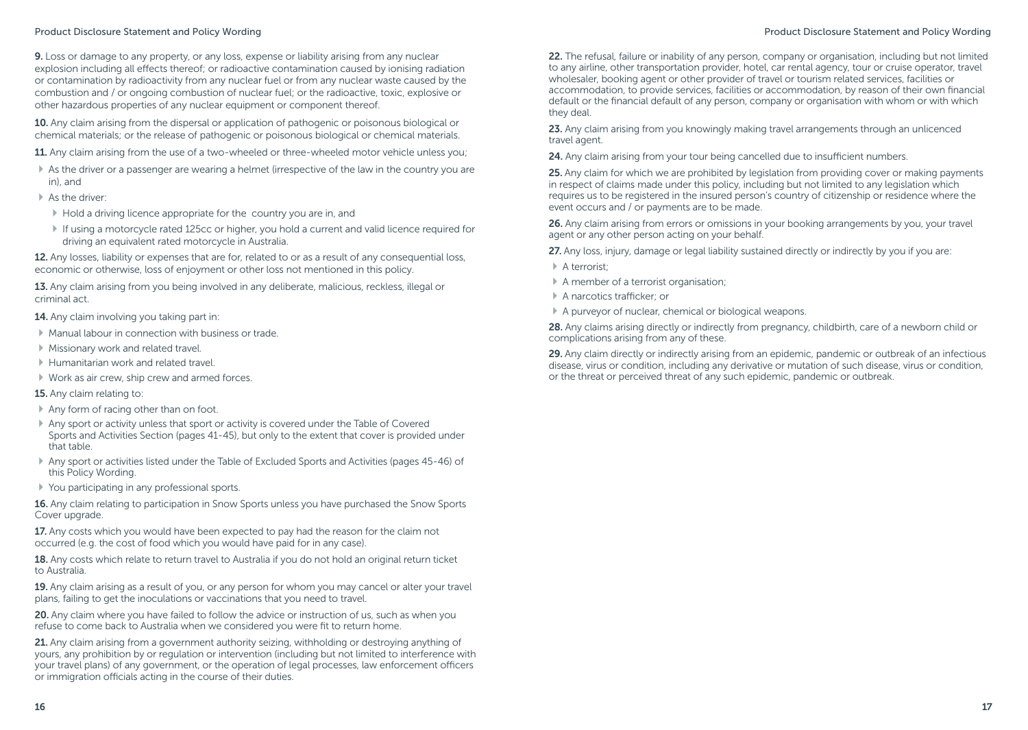**9.** Loss or damage to any property, or any loss, expense or liability arising from any nuclear explosion including all effects thereof; or radioactive contamination caused by ionising radiation or contamination by radioactivity from any nuclear fuel or from any nuclear waste caused by the combustion and / or ongoing combustion of nuclear fuel; or the radioactive, toxic, explosive or other hazardous properties of any nuclear equipment or component thereof.

**10.** Any claim arising from the dispersal or application of pathogenic or poisonous biological or chemical materials; or the release of pathogenic or poisonous biological or chemical materials.

**11.** Any claim arising from the use of a two-wheeled or three-wheeled motor vehicle unless you;

- As the driver or a passenger are wearing a helmet (irrespective of the law in the country you are in), and
- As the driver:
  - Hold a driving licence appropriate for the country you are in, and
  - If using a motorcycle rated 125cc or higher, you hold a current and valid licence required for driving an equivalent rated motorcycle in Australia.

**12.** Any losses, liability or expenses that are for, related to or as a result of any consequential loss, economic or otherwise, loss of enjoyment or other loss not mentioned in this policy.

**13.** Any claim arising from you being involved in any deliberate, malicious, reckless, illegal or criminal act.

**14.** Any claim involving you taking part in:

- Manual labour in connection with business or trade.
- Missionary work and related travel.
- Humanitarian work and related travel.
- Work as air crew, ship crew and armed forces.

**15.** Any claim relating to:

- Any form of racing other than on foot.
- Any sport or activity unless that sport or activity is covered under the Table of Covered Sports and Activities Section (pages 41-45), but only to the extent that cover is provided under that table.
- Any sport or activities listed under the Table of Excluded Sports and Activities (pages 45-46) of this Policy Wording.
- You participating in any professional sports.

**16.** Any claim relating to participation in Snow Sports unless you have purchased the Snow Sports Cover upgrade.

**17.** Any costs which you would have been expected to pay had the reason for the claim not occurred (e.g. the cost of food which you would have paid for in any case).

**18.** Any costs which relate to return travel to Australia if you do not hold an original return ticket to Australia.

**19.** Any claim arising as a result of you, or any person for whom you may cancel or alter your travel plans, failing to get the inoculations or vaccinations that you need to travel.

**20.** Any claim where you have failed to follow the advice or instruction of us, such as when you refuse to come back to Australia when we considered you were fit to return home.

**21.** Any claim arising from a government authority seizing, withholding or destroying anything of yours, any prohibition by or regulation or intervention (including but not limited to interference with your travel plans) of any government, or the operation of legal processes, law enforcement officers or immigration officials acting in the course of their duties.

**22.** The refusal, failure or inability of any person, company or organisation, including but not limited to any airline, other transportation provider, hotel, car rental agency, tour or cruise operator, travel wholesaler, booking agent or other provider of travel or tourism related services, facilities or accommodation, to provide services, facilities or accommodation, by reason of their own financial default or the financial default of any person, company or organisation with whom or with which they deal.

**23.** Any claim arising from you knowingly making travel arrangements through an unlicenced travel agent.

**24.** Any claim arising from your tour being cancelled due to insufficient numbers.

**25.** Any claim for which we are prohibited by legislation from providing cover or making payments in respect of claims made under this policy, including but not limited to any legislation which requires us to be registered in the insured person's country of citizenship or residence where the event occurs and / or payments are to be made.

**26.** Any claim arising from errors or omissions in your booking arrangements by you, your travel agent or any other person acting on your behalf.

**27.** Any loss, injury, damage or legal liability sustained directly or indirectly by you if you are:

- A terrorist;
- A member of a terrorist organisation;
- A narcotics trafficker; or
- A purveyor of nuclear, chemical or biological weapons.

**28.** Any claims arising directly or indirectly from pregnancy, childbirth, care of a newborn child or complications arising from any of these.

**29.** Any claim directly or indirectly arising from an epidemic, pandemic or outbreak of an infectious disease, virus or condition, including any derivative or mutation of such disease, virus or condition, or the threat or perceived threat of any such epidemic, pandemic or outbreak.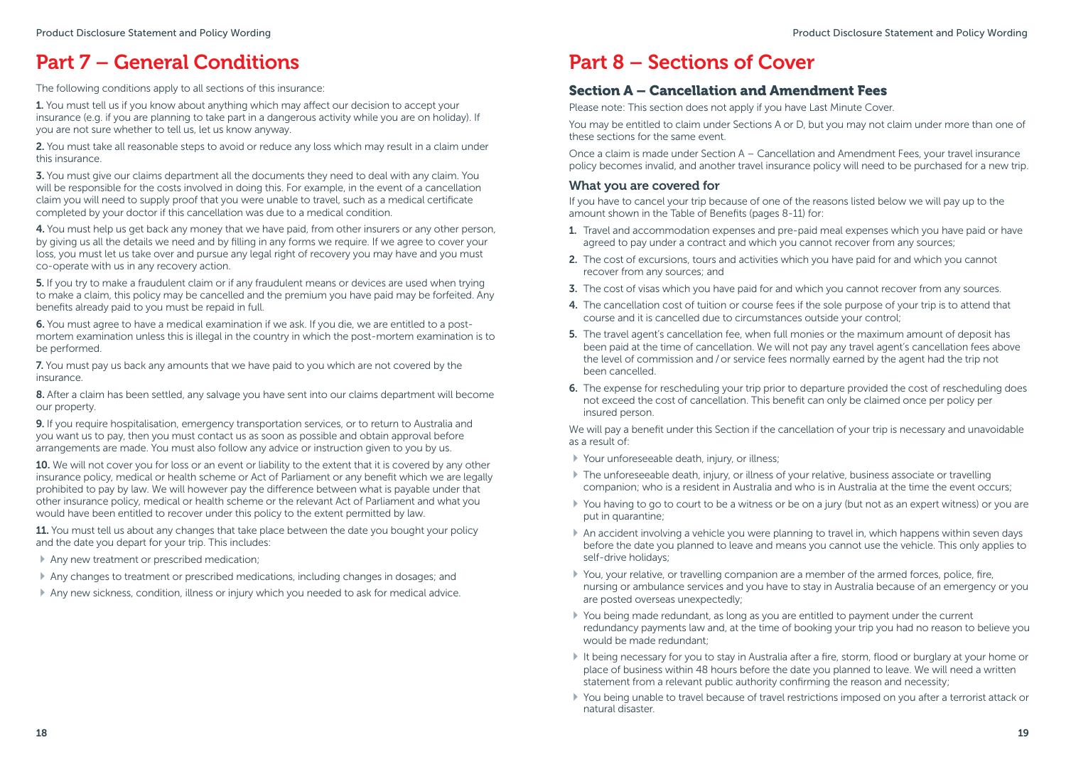# Part 7 – General Conditions

The following conditions apply to all sections of this insurance:

**1.** You must tell us if you know about anything which may affect our decision to accept your insurance (e.g. if you are planning to take part in a dangerous activity while you are on holiday). If you are not sure whether to tell us, let us know anyway.

**2.** You must take all reasonable steps to avoid or reduce any loss which may result in a claim under this insurance.

**3.** You must give our claims department all the documents they need to deal with any claim. You will be responsible for the costs involved in doing this. For example, in the event of a cancellation claim you will need to supply proof that you were unable to travel, such as a medical certificate completed by your doctor if this cancellation was due to a medical condition.

**4.** You must help us get back any money that we have paid, from other insurers or any other person, by giving us all the details we need and by filling in any forms we require. If we agree to cover your loss, you must let us take over and pursue any legal right of recovery you may have and you must co-operate with us in any recovery action.

**5.** If you try to make a fraudulent claim or if any fraudulent means or devices are used when trying to make a claim, this policy may be cancelled and the premium you have paid may be forfeited. Any benefits already paid to you must be repaid in full.

**6.** You must agree to have a medical examination if we ask. If you die, we are entitled to a post-mortem examination unless this is illegal in the country in which the post-mortem examination is to be performed.

**7.** You must pay us back any amounts that we have paid to you which are not covered by the insurance.

**8.** After a claim has been settled, any salvage you have sent into our claims department will become our property.

**9.** If you require hospitalisation, emergency transportation services, or to return to Australia and you want us to pay, then you must contact us as soon as possible and obtain approval before arrangements are made. You must also follow any advice or instruction given to you by us.

**10.** We will not cover you for loss or an event or liability to the extent that it is covered by any other insurance policy, medical or health scheme or Act of Parliament or any benefit which we are legally prohibited to pay by law. We will however pay the difference between what is payable under that other insurance policy, medical or health scheme or the relevant Act of Parliament and what you would have been entitled to recover under this policy to the extent permitted by law.

**11.** You must tell us about any changes that take place between the date you bought your policy and the date you depart for your trip. This includes:

- Any new treatment or prescribed medication;
- Any changes to treatment or prescribed medications, including changes in dosages; and
- Any new sickness, condition, illness or injury which you needed to ask for medical advice.

# Part 8 – Sections of Cover

## Section A – Cancellation and Amendment Fees

Please note: This section does not apply if you have Last Minute Cover.

You may be entitled to claim under Sections A or D, but you may not claim under more than one of these sections for the same event.

Once a claim is made under Section A – Cancellation and Amendment Fees, your travel insurance policy becomes invalid, and another travel insurance policy will need to be purchased for a new trip.

### What you are covered for

If you have to cancel your trip because of one of the reasons listed below we will pay up to the amount shown in the Table of Benefits (pages 8-11) for:

1. Travel and accommodation expenses and pre-paid meal expenses which you have paid or have agreed to pay under a contract and which you cannot recover from any sources;
2. The cost of excursions, tours and activities which you have paid for and which you cannot recover from any sources; and
3. The cost of visas which you have paid for and which you cannot recover from any sources.
4. The cancellation cost of tuition or course fees if the sole purpose of your trip is to attend that course and it is cancelled due to circumstances outside your control;
5. The travel agent's cancellation fee, when full monies or the maximum amount of deposit has been paid at the time of cancellation. We will not pay any travel agent's cancellation fees above the level of commission and / or service fees normally earned by the agent had the trip not been cancelled.
6. The expense for rescheduling your trip prior to departure provided the cost of rescheduling does not exceed the cost of cancellation. This benefit can only be claimed once per policy per insured person.

We will pay a benefit under this Section if the cancellation of your trip is necessary and unavoidable as a result of:

- Your unforeseeable death, injury, or illness;
- The unforeseeable death, injury, or illness of your relative, business associate or travelling companion; who is a resident in Australia and who is in Australia at the time the event occurs;
- You having to go to court to be a witness or be on a jury (but not as an expert witness) or you are put in quarantine;
- An accident involving a vehicle you were planning to travel in, which happens within seven days before the date you planned to leave and means you cannot use the vehicle. This only applies to self-drive holidays;
- You, your relative, or travelling companion are a member of the armed forces, police, fire, nursing or ambulance services and you have to stay in Australia because of an emergency or you are posted overseas unexpectedly;
- You being made redundant, as long as you are entitled to payment under the current redundancy payments law and, at the time of booking your trip you had no reason to believe you would be made redundant;
- It being necessary for you to stay in Australia after a fire, storm, flood or burglary at your home or place of business within 48 hours before the date you planned to leave. We will need a written statement from a relevant public authority confirming the reason and necessity;
- You being unable to travel because of travel restrictions imposed on you after a terrorist attack or natural disaster.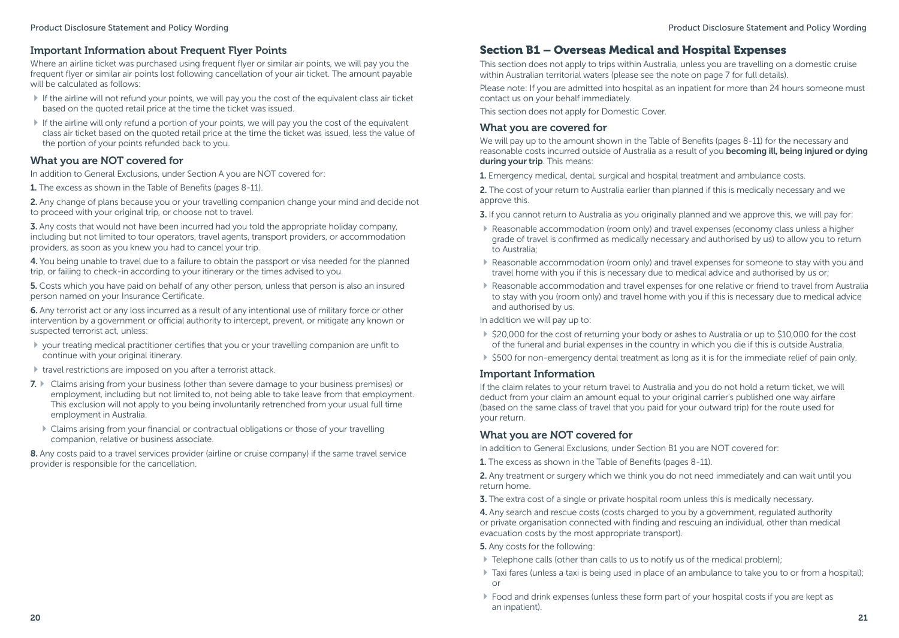### Important Information about Frequent Flyer Points

Where an airline ticket was purchased using frequent flyer or similar air points, we will pay you the frequent flyer or similar air points lost following cancellation of your air ticket. The amount payable will be calculated as follows:

- If the airline will not refund your points, we will pay you the cost of the equivalent class air ticket based on the quoted retail price at the time the ticket was issued.
- If the airline will only refund a portion of your points, we will pay you the cost of the equivalent class air ticket based on the quoted retail price at the time the ticket was issued, less the value of the portion of your points refunded back to you.

### What you are NOT covered for

In addition to General Exclusions, under Section A you are NOT covered for:

**1.** The excess as shown in the Table of Benefits (pages 8-11).

**2.** Any change of plans because you or your travelling companion change your mind and decide not to proceed with your original trip, or choose not to travel.

**3.** Any costs that would not have been incurred had you told the appropriate holiday company, including but not limited to tour operators, travel agents, transport providers, or accommodation providers, as soon as you knew you had to cancel your trip.

**4.** You being unable to travel due to a failure to obtain the passport or visa needed for the planned trip, or failing to check-in according to your itinerary or the times advised to you.

**5.** Costs which you have paid on behalf of any other person, unless that person is also an insured person named on your Insurance Certificate.

**6.** Any terrorist act or any loss incurred as a result of any intentional use of military force or other intervention by a government or official authority to intercept, prevent, or mitigate any known or suspected terrorist act, unless:

- your treating medical practitioner certifies that you or your travelling companion are unfit to continue with your original itinerary.
- travel restrictions are imposed on you after a terrorist attack.

**7.**
- Claims arising from your business (other than severe damage to your business premises) or employment, including but not limited to, not being able to take leave from that employment. This exclusion will not apply to you being involuntarily retrenched from your usual full time employment in Australia.
- Claims arising from your financial or contractual obligations or those of your travelling companion, relative or business associate.

**8.** Any costs paid to a travel services provider (airline or cruise company) if the same travel service provider is responsible for the cancellation.

## Section B1 – Overseas Medical and Hospital Expenses

This section does not apply to trips within Australia, unless you are travelling on a domestic cruise within Australian territorial waters (please see the note on page 7 for full details).

Please note: If you are admitted into hospital as an inpatient for more than 24 hours someone must contact us on your behalf immediately.

This section does not apply for Domestic Cover.

### What you are covered for

We will pay up to the amount shown in the Table of Benefits (pages 8-11) for the necessary and reasonable costs incurred outside of Australia as a result of you **becoming ill, being injured or dying during your trip**. This means:

**1.** Emergency medical, dental, surgical and hospital treatment and ambulance costs.

**2.** The cost of your return to Australia earlier than planned if this is medically necessary and we approve this.

**3.** If you cannot return to Australia as you originally planned and we approve this, we will pay for:

- Reasonable accommodation (room only) and travel expenses (economy class unless a higher grade of travel is confirmed as medically necessary and authorised by us) to allow you to return to Australia;
- Reasonable accommodation (room only) and travel expenses for someone to stay with you and travel home with you if this is necessary due to medical advice and authorised by us or;
- Reasonable accommodation and travel expenses for one relative or friend to travel from Australia to stay with you (room only) and travel home with you if this is necessary due to medical advice and authorised by us.

In addition we will pay up to:

- $20,000 for the cost of returning your body or ashes to Australia or up to $10,000 for the cost of the funeral and burial expenses in the country in which you die if this is outside Australia.
- $500 for non-emergency dental treatment as long as it is for the immediate relief of pain only.

### Important Information

If the claim relates to your return travel to Australia and you do not hold a return ticket, we will deduct from your claim an amount equal to your original carrier's published one way airfare (based on the same class of travel that you paid for your outward trip) for the route used for your return.

### What you are NOT covered for

In addition to General Exclusions, under Section B1 you are NOT covered for:

**1.** The excess as shown in the Table of Benefits (pages 8-11).

**2.** Any treatment or surgery which we think you do not need immediately and can wait until you return home.

**3.** The extra cost of a single or private hospital room unless this is medically necessary.

**4.** Any search and rescue costs (costs charged to you by a government, regulated authority or private organisation connected with finding and rescuing an individual, other than medical evacuation costs by the most appropriate transport).

**5.** Any costs for the following:

- Telephone calls (other than calls to us to notify us of the medical problem);
- Taxi fares (unless a taxi is being used in place of an ambulance to take you to or from a hospital); or
- Food and drink expenses (unless these form part of your hospital costs if you are kept as an inpatient).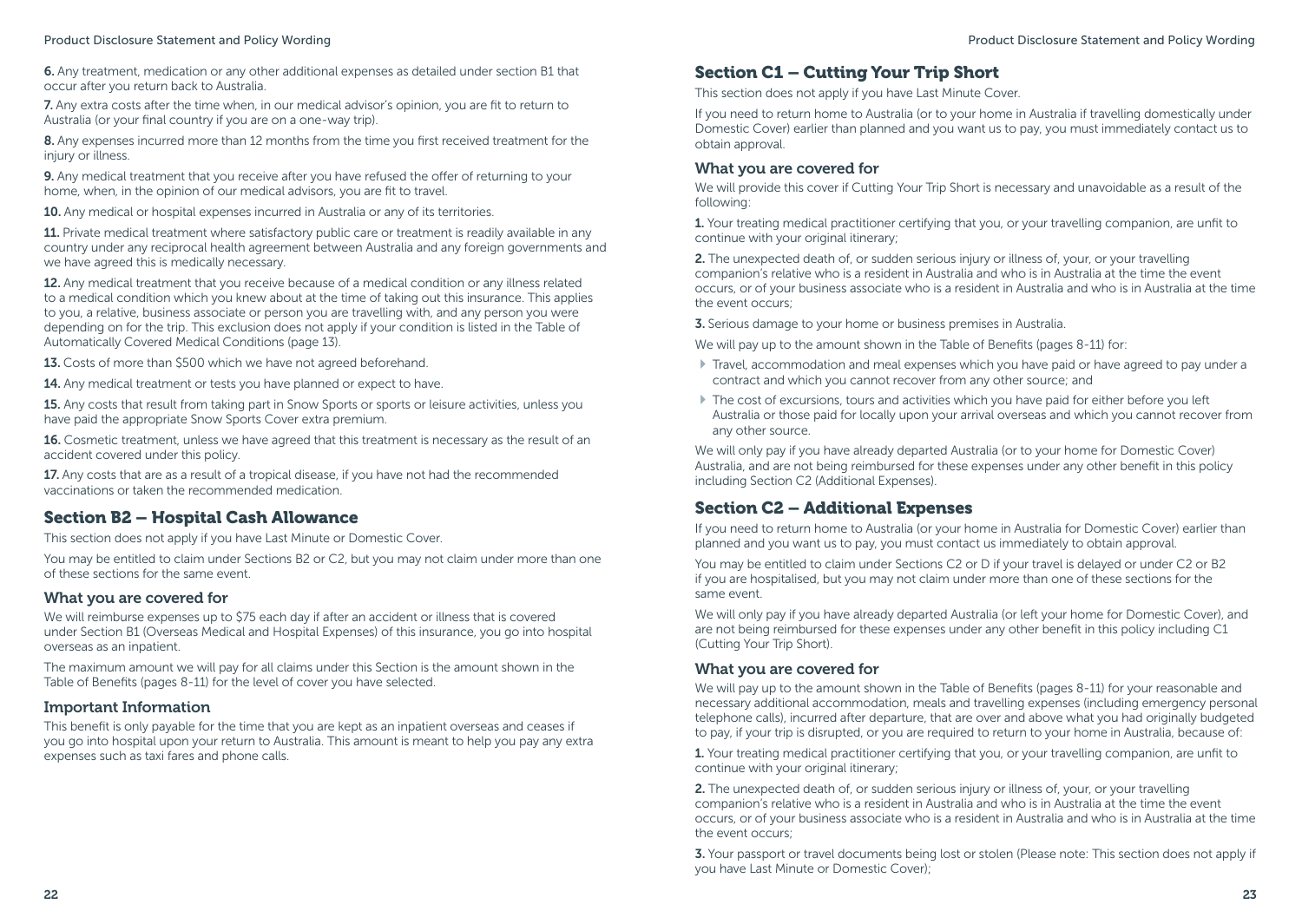6. Any treatment, medication or any other additional expenses as detailed under section B1 that occur after you return back to Australia.

7. Any extra costs after the time when, in our medical advisor's opinion, you are fit to return to Australia (or your final country if you are on a one-way trip).

8. Any expenses incurred more than 12 months from the time you first received treatment for the injury or illness.

9. Any medical treatment that you receive after you have refused the offer of returning to your home, when, in the opinion of our medical advisors, you are fit to travel.

10. Any medical or hospital expenses incurred in Australia or any of its territories.

11. Private medical treatment where satisfactory public care or treatment is readily available in any country under any reciprocal health agreement between Australia and any foreign governments and we have agreed this is medically necessary.

12. Any medical treatment that you receive because of a medical condition or any illness related to a medical condition which you knew about at the time of taking out this insurance. This applies to you, a relative, business associate or person you are travelling with, and any person you were depending on for the trip. This exclusion does not apply if your condition is listed in the Table of Automatically Covered Medical Conditions (page 13).

13. Costs of more than $500 which we have not agreed beforehand.

14. Any medical treatment or tests you have planned or expect to have.

15. Any costs that result from taking part in Snow Sports or sports or leisure activities, unless you have paid the appropriate Snow Sports Cover extra premium.

16. Cosmetic treatment, unless we have agreed that this treatment is necessary as the result of an accident covered under this policy.

17. Any costs that are as a result of a tropical disease, if you have not had the recommended vaccinations or taken the recommended medication.

## Section B2 – Hospital Cash Allowance

This section does not apply if you have Last Minute or Domestic Cover.

You may be entitled to claim under Sections B2 or C2, but you may not claim under more than one of these sections for the same event.

### What you are covered for

We will reimburse expenses up to $75 each day if after an accident or illness that is covered under Section B1 (Overseas Medical and Hospital Expenses) of this insurance, you go into hospital overseas as an inpatient.

The maximum amount we will pay for all claims under this Section is the amount shown in the Table of Benefits (pages 8-11) for the level of cover you have selected.

### Important Information

This benefit is only payable for the time that you are kept as an inpatient overseas and ceases if you go into hospital upon your return to Australia. This amount is meant to help you pay any extra expenses such as taxi fares and phone calls.

## Section C1 – Cutting Your Trip Short

This section does not apply if you have Last Minute Cover.

If you need to return home to Australia (or to your home in Australia if travelling domestically under Domestic Cover) earlier than planned and you want us to pay, you must immediately contact us to obtain approval.

### What you are covered for

We will provide this cover if Cutting Your Trip Short is necessary and unavoidable as a result of the following:

1. Your treating medical practitioner certifying that you, or your travelling companion, are unfit to continue with your original itinerary;

2. The unexpected death of, or sudden serious injury or illness of, your, or your travelling companion's relative who is a resident in Australia and who is in Australia at the time the event occurs, or of your business associate who is a resident in Australia and who is in Australia at the time the event occurs;

3. Serious damage to your home or business premises in Australia.

We will pay up to the amount shown in the Table of Benefits (pages 8-11) for:

- Travel, accommodation and meal expenses which you have paid or have agreed to pay under a contract and which you cannot recover from any other source; and
- The cost of excursions, tours and activities which you have paid for either before you left Australia or those paid for locally upon your arrival overseas and which you cannot recover from any other source.

We will only pay if you have already departed Australia (or to your home for Domestic Cover) Australia, and are not being reimbursed for these expenses under any other benefit in this policy including Section C2 (Additional Expenses).

## Section C2 – Additional Expenses

If you need to return home to Australia (or your home in Australia for Domestic Cover) earlier than planned and you want us to pay, you must contact us immediately to obtain approval.

You may be entitled to claim under Sections C2 or D if your travel is delayed or under C2 or B2 if you are hospitalised, but you may not claim under more than one of these sections for the same event.

We will only pay if you have already departed Australia (or left your home for Domestic Cover), and are not being reimbursed for these expenses under any other benefit in this policy including C1 (Cutting Your Trip Short).

### What you are covered for

We will pay up to the amount shown in the Table of Benefits (pages 8-11) for your reasonable and necessary additional accommodation, meals and travelling expenses (including emergency personal telephone calls), incurred after departure, that are over and above what you had originally budgeted to pay, if your trip is disrupted, or you are required to return to your home in Australia, because of:

1. Your treating medical practitioner certifying that you, or your travelling companion, are unfit to continue with your original itinerary;

2. The unexpected death of, or sudden serious injury or illness of, your, or your travelling companion's relative who is a resident in Australia and who is in Australia at the time the event occurs, or of your business associate who is a resident in Australia and who is in Australia at the time the event occurs;

3. Your passport or travel documents being lost or stolen (Please note: This section does not apply if you have Last Minute or Domestic Cover);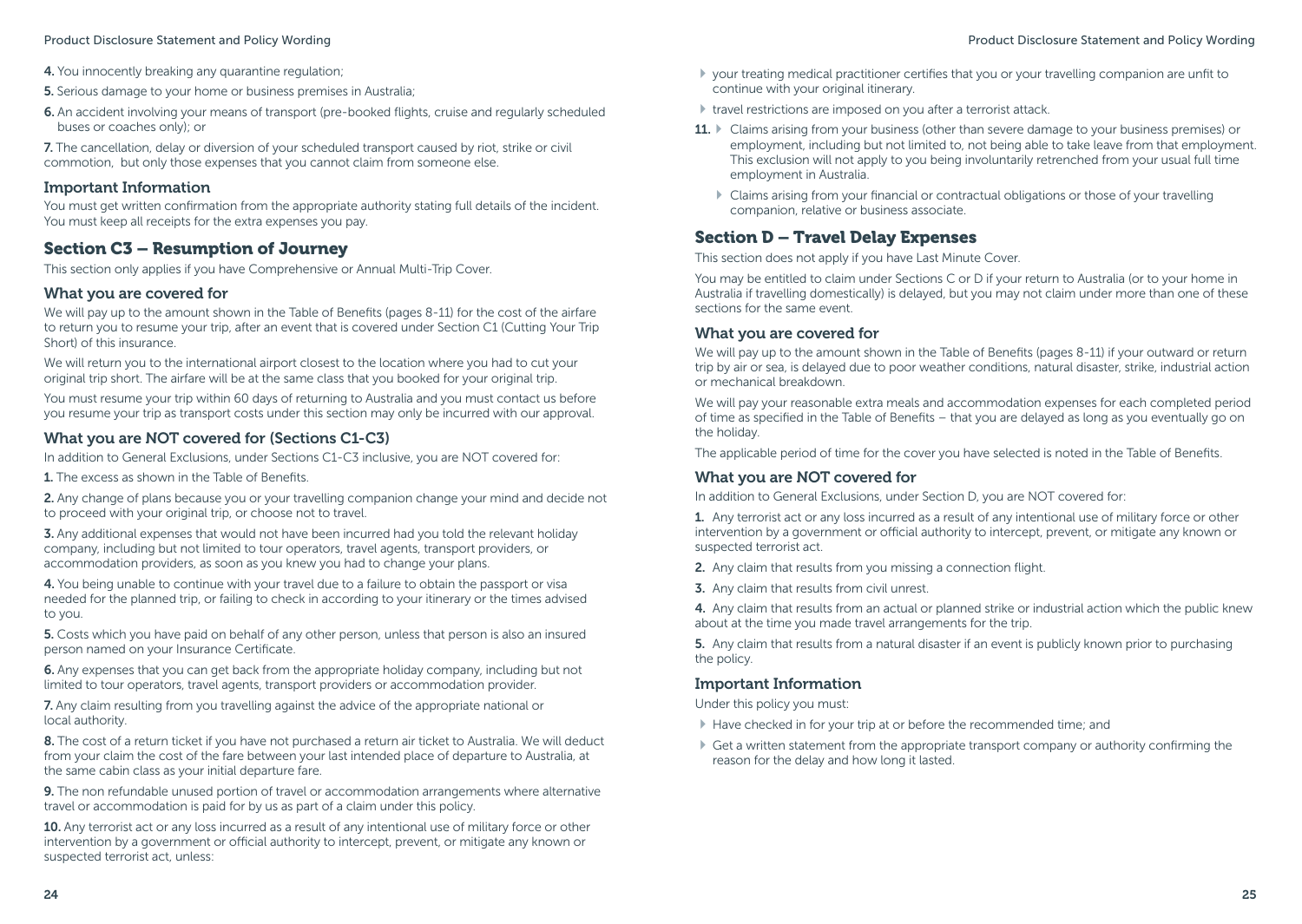4. You innocently breaking any quarantine regulation;

5. Serious damage to your home or business premises in Australia;

6. An accident involving your means of transport (pre-booked flights, cruise and regularly scheduled buses or coaches only); or

7. The cancellation, delay or diversion of your scheduled transport caused by riot, strike or civil commotion, but only those expenses that you cannot claim from someone else.

### Important Information

You must get written confirmation from the appropriate authority stating full details of the incident. You must keep all receipts for the extra expenses you pay.

## Section C3 – Resumption of Journey

This section only applies if you have Comprehensive or Annual Multi-Trip Cover.

### What you are covered for

We will pay up to the amount shown in the Table of Benefits (pages 8-11) for the cost of the airfare to return you to resume your trip, after an event that is covered under Section C1 (Cutting Your Trip Short) of this insurance.

We will return you to the international airport closest to the location where you had to cut your original trip short. The airfare will be at the same class that you booked for your original trip.

You must resume your trip within 60 days of returning to Australia and you must contact us before you resume your trip as transport costs under this section may only be incurred with our approval.

### What you are NOT covered for (Sections C1-C3)

In addition to General Exclusions, under Sections C1-C3 inclusive, you are NOT covered for:

1. The excess as shown in the Table of Benefits.

2. Any change of plans because you or your travelling companion change your mind and decide not to proceed with your original trip, or choose not to travel.

3. Any additional expenses that would not have been incurred had you told the relevant holiday company, including but not limited to tour operators, travel agents, transport providers, or accommodation providers, as soon as you knew you had to change your plans.

4. You being unable to continue with your travel due to a failure to obtain the passport or visa needed for the planned trip, or failing to check in according to your itinerary or the times advised to you.

5. Costs which you have paid on behalf of any other person, unless that person is also an insured person named on your Insurance Certificate.

6. Any expenses that you can get back from the appropriate holiday company, including but not limited to tour operators, travel agents, transport providers or accommodation provider.

7. Any claim resulting from you travelling against the advice of the appropriate national or local authority.

8. The cost of a return ticket if you have not purchased a return air ticket to Australia. We will deduct from your claim the cost of the fare between your last intended place of departure to Australia, at the same cabin class as your initial departure fare.

9. The non refundable unused portion of travel or accommodation arrangements where alternative travel or accommodation is paid for by us as part of a claim under this policy.

10. Any terrorist act or any loss incurred as a result of any intentional use of military force or other intervention by a government or official authority to intercept, prevent, or mitigate any known or suspected terrorist act, unless:

- your treating medical practitioner certifies that you or your travelling companion are unfit to continue with your original itinerary.
- travel restrictions are imposed on you after a terrorist attack.

11. 
- Claims arising from your business (other than severe damage to your business premises) or employment, including but not limited to, not being able to take leave from that employment. This exclusion will not apply to you being involuntarily retrenched from your usual full time employment in Australia.
- Claims arising from your financial or contractual obligations or those of your travelling companion, relative or business associate.

## Section D – Travel Delay Expenses

This section does not apply if you have Last Minute Cover.

You may be entitled to claim under Sections C or D if your return to Australia (or to your home in Australia if travelling domestically) is delayed, but you may not claim under more than one of these sections for the same event.

### What you are covered for

We will pay up to the amount shown in the Table of Benefits (pages 8-11) if your outward or return trip by air or sea, is delayed due to poor weather conditions, natural disaster, strike, industrial action or mechanical breakdown.

We will pay your reasonable extra meals and accommodation expenses for each completed period of time as specified in the Table of Benefits – that you are delayed as long as you eventually go on the holiday.

The applicable period of time for the cover you have selected is noted in the Table of Benefits.

### What you are NOT covered for

In addition to General Exclusions, under Section D, you are NOT covered for:

1. Any terrorist act or any loss incurred as a result of any intentional use of military force or other intervention by a government or official authority to intercept, prevent, or mitigate any known or suspected terrorist act.

2. Any claim that results from you missing a connection flight.

3. Any claim that results from civil unrest.

4. Any claim that results from an actual or planned strike or industrial action which the public knew about at the time you made travel arrangements for the trip.

5. Any claim that results from a natural disaster if an event is publicly known prior to purchasing the policy.

### Important Information

Under this policy you must:

- Have checked in for your trip at or before the recommended time; and
- Get a written statement from the appropriate transport company or authority confirming the reason for the delay and how long it lasted.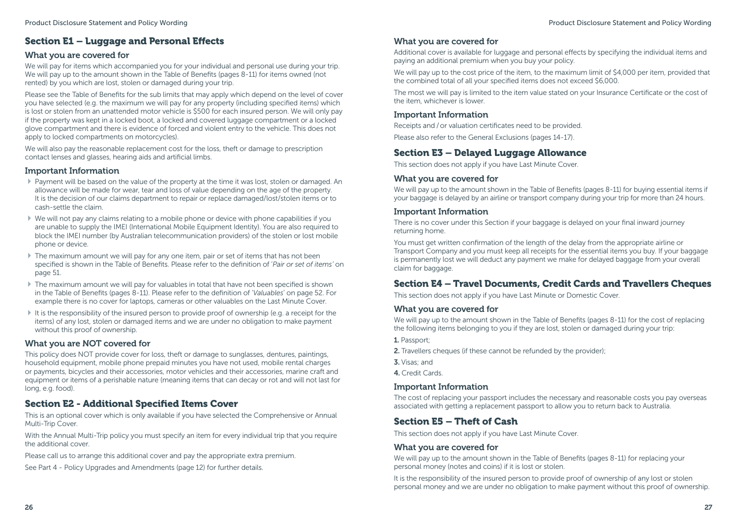## Section E1 – Luggage and Personal Effects

### What you are covered for

We will pay for items which accompanied you for your individual and personal use during your trip. We will pay up to the amount shown in the Table of Benefits (pages 8-11) for items owned (not rented) by you which are lost, stolen or damaged during your trip.

Please see the Table of Benefits for the sub limits that may apply which depend on the level of cover you have selected (e.g. the maximum we will pay for any property (including specified items) which is lost or stolen from an unattended motor vehicle is $500 for each insured person. We will only pay if the property was kept in a locked boot, a locked and covered luggage compartment or a locked glove compartment and there is evidence of forced and violent entry to the vehicle. This does not apply to locked compartments on motorcycles).

We will also pay the reasonable replacement cost for the loss, theft or damage to prescription contact lenses and glasses, hearing aids and artificial limbs.

### Important Information

- Payment will be based on the value of the property at the time it was lost, stolen or damaged. An allowance will be made for wear, tear and loss of value depending on the age of the property. It is the decision of our claims department to repair or replace damaged/lost/stolen items or to cash-settle the claim.
- We will not pay any claims relating to a mobile phone or device with phone capabilities if you are unable to supply the IMEI (International Mobile Equipment Identity). You are also required to block the IMEI number (by Australian telecommunication providers) of the stolen or lost mobile phone or device.
- The maximum amount we will pay for any one item, pair or set of items that has not been specified is shown in the Table of Benefits. Please refer to the definition of '*Pair or set of items*' on page 51.
- The maximum amount we will pay for valuables in total that have not been specified is shown in the Table of Benefits (pages 8-11). Please refer to the definition of '*Valuables*' on page 52. For example there is no cover for laptops, cameras or other valuables on the Last Minute Cover.
- It is the responsibility of the insured person to provide proof of ownership (e.g. a receipt for the items) of any lost, stolen or damaged items and we are under no obligation to make payment without this proof of ownership.

### What you are NOT covered for

This policy does NOT provide cover for loss, theft or damage to sunglasses, dentures, paintings, household equipment, mobile phone prepaid minutes you have not used, mobile rental charges or payments, bicycles and their accessories, motor vehicles and their accessories, marine craft and equipment or items of a perishable nature (meaning items that can decay or rot and will not last for long, e.g. food).

## Section E2 - Additional Specified Items Cover

This is an optional cover which is only available if you have selected the Comprehensive or Annual Multi-Trip Cover.

With the Annual Multi-Trip policy you must specify an item for every individual trip that you require the additional cover.

Please call us to arrange this additional cover and pay the appropriate extra premium.

See Part 4 - Policy Upgrades and Amendments (page 12) for further details.

### What you are covered for

Additional cover is available for luggage and personal effects by specifying the individual items and paying an additional premium when you buy your policy.

We will pay up to the cost price of the item, to the maximum limit of $4,000 per item, provided that the combined total of all your specified items does not exceed $6,000.

The most we will pay is limited to the item value stated on your Insurance Certificate or the cost of the item, whichever is lower.

### Important Information

Receipts and / or valuation certificates need to be provided.

Please also refer to the General Exclusions (pages 14-17).

## Section E3 – Delayed Luggage Allowance

This section does not apply if you have Last Minute Cover.

### What you are covered for

We will pay up to the amount shown in the Table of Benefits (pages 8-11) for buying essential items if your baggage is delayed by an airline or transport company during your trip for more than 24 hours.

### Important Information

There is no cover under this Section if your baggage is delayed on your final inward journey returning home.

You must get written confirmation of the length of the delay from the appropriate airline or Transport Company and you must keep all receipts for the essential items you buy. If your baggage is permanently lost we will deduct any payment we make for delayed baggage from your overall claim for baggage.

## Section E4 – Travel Documents, Credit Cards and Travellers Cheques

This section does not apply if you have Last Minute or Domestic Cover.

### What you are covered for

We will pay up to the amount shown in the Table of Benefits (pages 8-11) for the cost of replacing the following items belonging to you if they are lost, stolen or damaged during your trip:

1. Passport;
2. Travellers cheques (if these cannot be refunded by the provider);
3. Visas; and
4. Credit Cards.

### Important Information

The cost of replacing your passport includes the necessary and reasonable costs you pay overseas associated with getting a replacement passport to allow you to return back to Australia.

## Section E5 – Theft of Cash

This section does not apply if you have Last Minute Cover.

### What you are covered for

We will pay up to the amount shown in the Table of Benefits (pages 8-11) for replacing your personal money (notes and coins) if it is lost or stolen.

It is the responsibility of the insured person to provide proof of ownership of any lost or stolen personal money and we are under no obligation to make payment without this proof of ownership.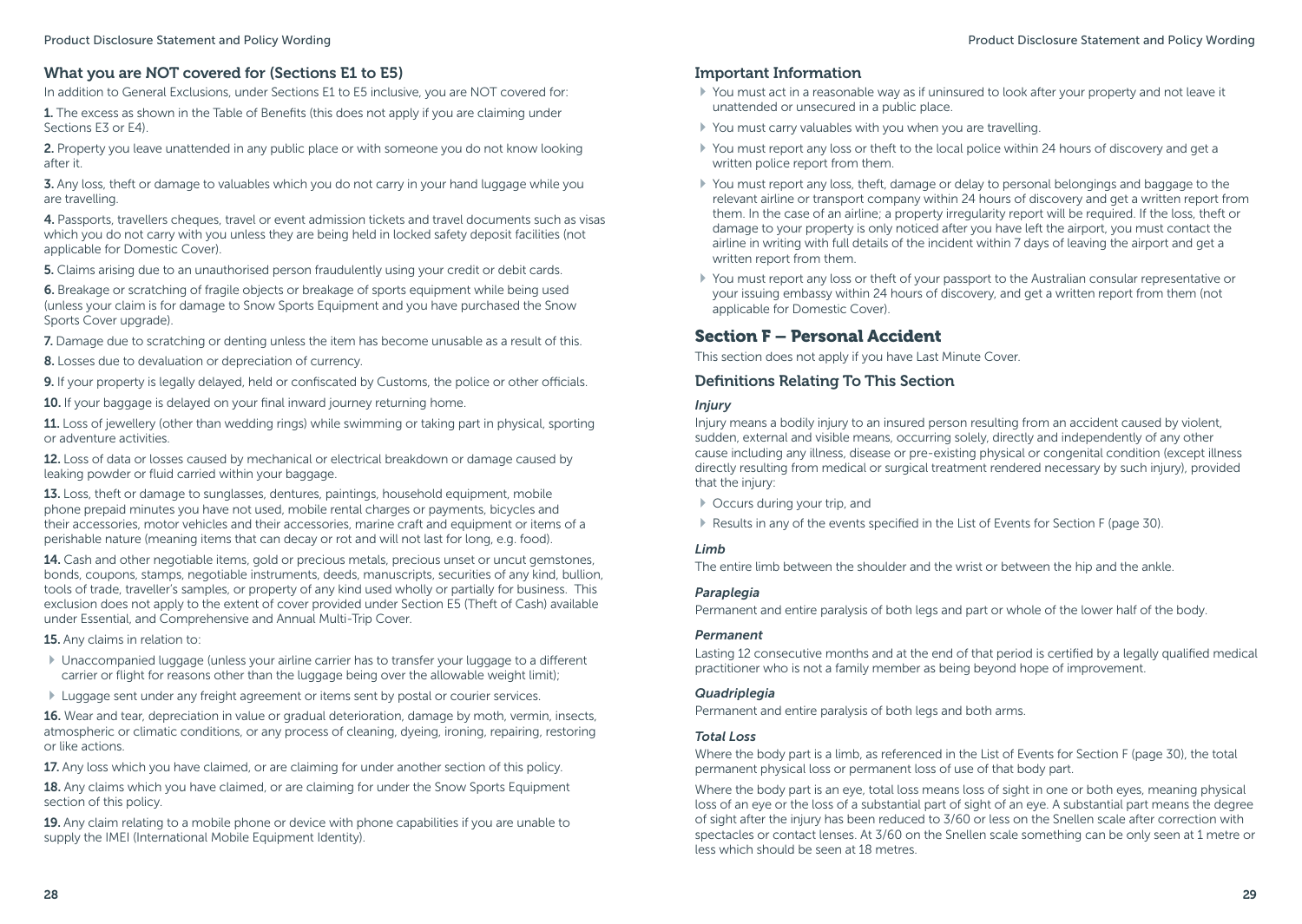### What you are NOT covered for (Sections E1 to E5)

In addition to General Exclusions, under Sections E1 to E5 inclusive, you are NOT covered for:

**1.** The excess as shown in the Table of Benefits (this does not apply if you are claiming under Sections E3 or E4).

**2.** Property you leave unattended in any public place or with someone you do not know looking after it.

**3.** Any loss, theft or damage to valuables which you do not carry in your hand luggage while you are travelling.

**4.** Passports, travellers cheques, travel or event admission tickets and travel documents such as visas which you do not carry with you unless they are being held in locked safety deposit facilities (not applicable for Domestic Cover).

**5.** Claims arising due to an unauthorised person fraudulently using your credit or debit cards.

**6.** Breakage or scratching of fragile objects or breakage of sports equipment while being used (unless your claim is for damage to Snow Sports Equipment and you have purchased the Snow Sports Cover upgrade).

**7.** Damage due to scratching or denting unless the item has become unusable as a result of this.

**8.** Losses due to devaluation or depreciation of currency.

**9.** If your property is legally delayed, held or confiscated by Customs, the police or other officials.

**10.** If your baggage is delayed on your final inward journey returning home.

**11.** Loss of jewellery (other than wedding rings) while swimming or taking part in physical, sporting or adventure activities.

**12.** Loss of data or losses caused by mechanical or electrical breakdown or damage caused by leaking powder or fluid carried within your baggage.

**13.** Loss, theft or damage to sunglasses, dentures, paintings, household equipment, mobile phone prepaid minutes you have not used, mobile rental charges or payments, bicycles and their accessories, motor vehicles and their accessories, marine craft and equipment or items of a perishable nature (meaning items that can decay or rot and will not last for long, e.g. food).

**14.** Cash and other negotiable items, gold or precious metals, precious unset or uncut gemstones, bonds, coupons, stamps, negotiable instruments, deeds, manuscripts, securities of any kind, bullion, tools of trade, traveller's samples, or property of any kind used wholly or partially for business. This exclusion does not apply to the extent of cover provided under Section E5 (Theft of Cash) available under Essential, and Comprehensive and Annual Multi-Trip Cover.

**15.** Any claims in relation to:

- Unaccompanied luggage (unless your airline carrier has to transfer your luggage to a different carrier or flight for reasons other than the luggage being over the allowable weight limit);
- Luggage sent under any freight agreement or items sent by postal or courier services.

**16.** Wear and tear, depreciation in value or gradual deterioration, damage by moth, vermin, insects, atmospheric or climatic conditions, or any process of cleaning, dyeing, ironing, repairing, restoring or like actions.

**17.** Any loss which you have claimed, or are claiming for under another section of this policy.

**18.** Any claims which you have claimed, or are claiming for under the Snow Sports Equipment section of this policy.

**19.** Any claim relating to a mobile phone or device with phone capabilities if you are unable to supply the IMEI (International Mobile Equipment Identity).

### Important Information

- You must act in a reasonable way as if uninsured to look after your property and not leave it unattended or unsecured in a public place.
- You must carry valuables with you when you are travelling.
- You must report any loss or theft to the local police within 24 hours of discovery and get a written police report from them.
- You must report any loss, theft, damage or delay to personal belongings and baggage to the relevant airline or transport company within 24 hours of discovery and get a written report from them. In the case of an airline; a property irregularity report will be required. If the loss, theft or damage to your property is only noticed after you have left the airport, you must contact the airline in writing with full details of the incident within 7 days of leaving the airport and get a written report from them.
- You must report any loss or theft of your passport to the Australian consular representative or your issuing embassy within 24 hours of discovery, and get a written report from them (not applicable for Domestic Cover).

## Section F – Personal Accident

This section does not apply if you have Last Minute Cover.

### Definitions Relating To This Section

***Injury***

Injury means a bodily injury to an insured person resulting from an accident caused by violent, sudden, external and visible means, occurring solely, directly and independently of any other cause including any illness, disease or pre-existing physical or congenital condition (except illness directly resulting from medical or surgical treatment rendered necessary by such injury), provided that the injury:

- Occurs during your trip, and
- Results in any of the events specified in the List of Events for Section F (page 30).

***Limb***

The entire limb between the shoulder and the wrist or between the hip and the ankle.

***Paraplegia***

Permanent and entire paralysis of both legs and part or whole of the lower half of the body.

***Permanent***

Lasting 12 consecutive months and at the end of that period is certified by a legally qualified medical practitioner who is not a family member as being beyond hope of improvement.

***Quadriplegia***

Permanent and entire paralysis of both legs and both arms.

***Total Loss***

Where the body part is a limb, as referenced in the List of Events for Section F (page 30), the total permanent physical loss or permanent loss of use of that body part.

Where the body part is an eye, total loss means loss of sight in one or both eyes, meaning physical loss of an eye or the loss of a substantial part of sight of an eye. A substantial part means the degree of sight after the injury has been reduced to 3/60 or less on the Snellen scale after correction with spectacles or contact lenses. At 3/60 on the Snellen scale something can be only seen at 1 metre or less which should be seen at 18 metres.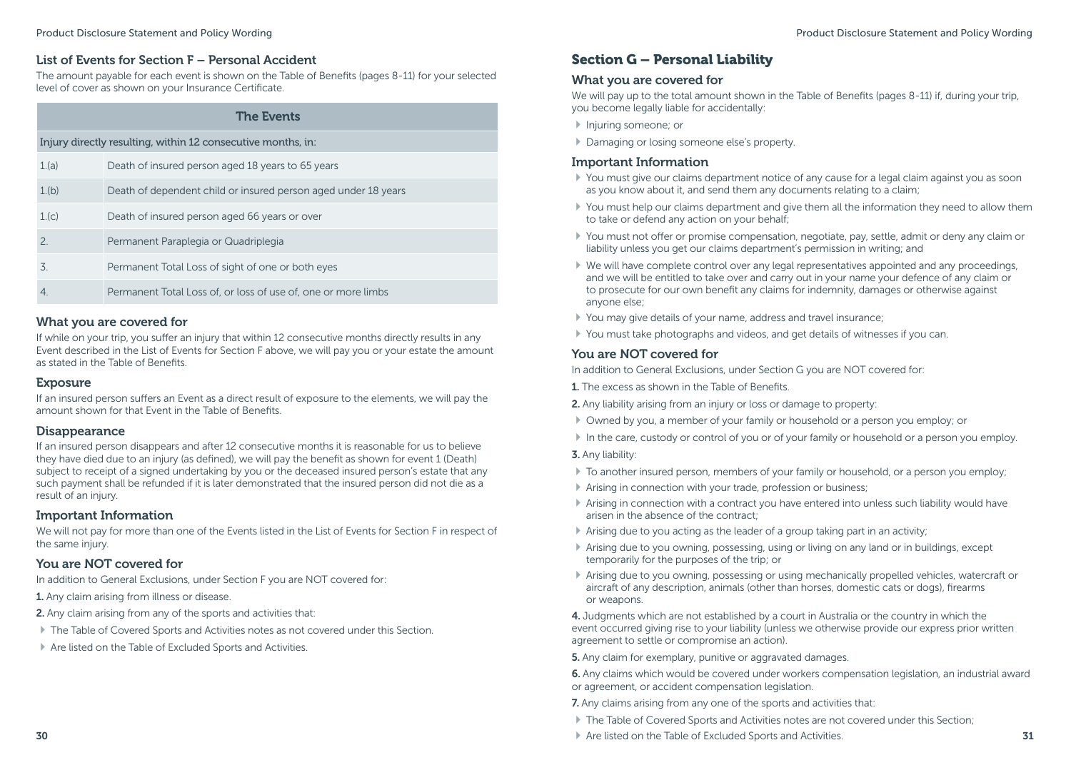## List of Events for Section F – Personal Accident

The amount payable for each event is shown on the Table of Benefits (pages 8-11) for your selected level of cover as shown on your Insurance Certificate.

| The Events | |
|---|---|
| Injury directly resulting, within 12 consecutive months, in: | |
| 1.(a) | Death of insured person aged 18 years to 65 years |
| 1.(b) | Death of dependent child or insured person aged under 18 years |
| 1.(c) | Death of insured person aged 66 years or over |
| 2. | Permanent Paraplegia or Quadriplegia |
| 3. | Permanent Total Loss of sight of one or both eyes |
| 4. | Permanent Total Loss of, or loss of use of, one or more limbs |

### What you are covered for

If while on your trip, you suffer an injury that within 12 consecutive months directly results in any Event described in the List of Events for Section F above, we will pay you or your estate the amount as stated in the Table of Benefits.

### Exposure

If an insured person suffers an Event as a direct result of exposure to the elements, we will pay the amount shown for that Event in the Table of Benefits.

### Disappearance

If an insured person disappears and after 12 consecutive months it is reasonable for us to believe they have died due to an injury (as defined), we will pay the benefit as shown for event 1 (Death) subject to receipt of a signed undertaking by you or the deceased insured person's estate that any such payment shall be refunded if it is later demonstrated that the insured person did not die as a result of an injury.

### Important Information

We will not pay for more than one of the Events listed in the List of Events for Section F in respect of the same injury.

### You are NOT covered for

In addition to General Exclusions, under Section F you are NOT covered for:

**1.** Any claim arising from illness or disease.

**2.** Any claim arising from any of the sports and activities that:

- The Table of Covered Sports and Activities notes as not covered under this Section.
- Are listed on the Table of Excluded Sports and Activities.

## Section G – Personal Liability

### What you are covered for

We will pay up to the total amount shown in the Table of Benefits (pages 8-11) if, during your trip, you become legally liable for accidentally:

- Injuring someone; or
- Damaging or losing someone else's property.

### Important Information

- You must give our claims department notice of any cause for a legal claim against you as soon as you know about it, and send them any documents relating to a claim;
- You must help our claims department and give them all the information they need to allow them to take or defend any action on your behalf;
- You must not offer or promise compensation, negotiate, pay, settle, admit or deny any claim or liability unless you get our claims department's permission in writing; and
- We will have complete control over any legal representatives appointed and any proceedings, and we will be entitled to take over and carry out in your name your defence of any claim or to prosecute for our own benefit any claims for indemnity, damages or otherwise against anyone else;
- You may give details of your name, address and travel insurance;
- You must take photographs and videos, and get details of witnesses if you can.

### You are NOT covered for

In addition to General Exclusions, under Section G you are NOT covered for:

**1.** The excess as shown in the Table of Benefits.

**2.** Any liability arising from an injury or loss or damage to property:

- Owned by you, a member of your family or household or a person you employ; or
- In the care, custody or control of you or of your family or household or a person you employ.

**3.** Any liability:

- To another insured person, members of your family or household, or a person you employ;
- Arising in connection with your trade, profession or business;
- Arising in connection with a contract you have entered into unless such liability would have arisen in the absence of the contract;
- Arising due to you acting as the leader of a group taking part in an activity;
- Arising due to you owning, possessing, using or living on any land or in buildings, except temporarily for the purposes of the trip; or
- Arising due to you owning, possessing or using mechanically propelled vehicles, watercraft or aircraft of any description, animals (other than horses, domestic cats or dogs), firearms or weapons.

**4.** Judgments which are not established by a court in Australia or the country in which the event occurred giving rise to your liability (unless we otherwise provide our express prior written agreement to settle or compromise an action).

**5.** Any claim for exemplary, punitive or aggravated damages.

**6.** Any claims which would be covered under workers compensation legislation, an industrial award or agreement, or accident compensation legislation.

**7.** Any claims arising from any one of the sports and activities that:

- The Table of Covered Sports and Activities notes are not covered under this Section;
- Are listed on the Table of Excluded Sports and Activities.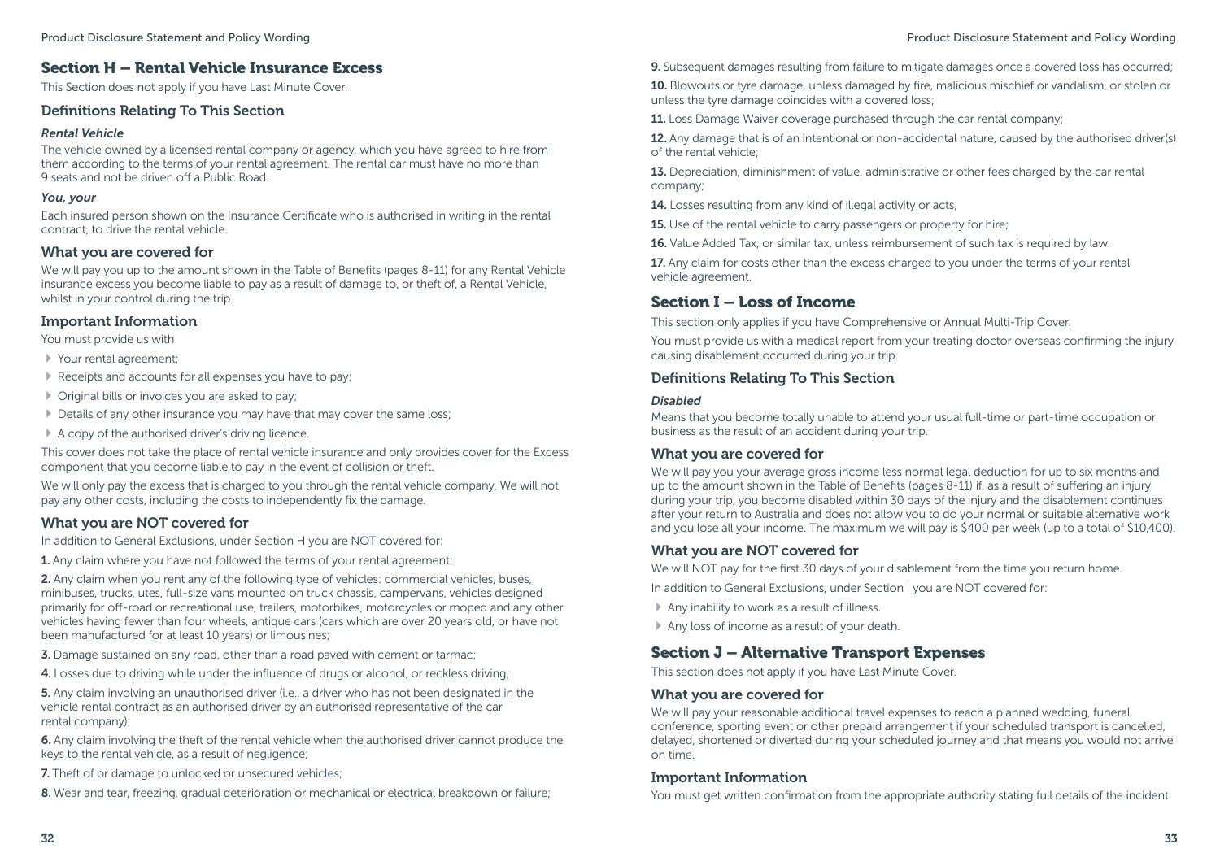## Section H – Rental Vehicle Insurance Excess

This Section does not apply if you have Last Minute Cover.

### Definitions Relating To This Section

#### *Rental Vehicle*

The vehicle owned by a licensed rental company or agency, which you have agreed to hire from them according to the terms of your rental agreement. The rental car must have no more than 9 seats and not be driven off a Public Road.

#### *You, your*

Each insured person shown on the Insurance Certificate who is authorised in writing in the rental contract, to drive the rental vehicle.

### What you are covered for

We will pay you up to the amount shown in the Table of Benefits (pages 8-11) for any Rental Vehicle insurance excess you become liable to pay as a result of damage to, or theft of, a Rental Vehicle, whilst in your control during the trip.

### Important Information

You must provide us with

- Your rental agreement;
- Receipts and accounts for all expenses you have to pay;
- Original bills or invoices you are asked to pay;
- Details of any other insurance you may have that may cover the same loss;
- A copy of the authorised driver's driving licence.

This cover does not take the place of rental vehicle insurance and only provides cover for the Excess component that you become liable to pay in the event of collision or theft.

We will only pay the excess that is charged to you through the rental vehicle company. We will not pay any other costs, including the costs to independently fix the damage.

### What you are NOT covered for

In addition to General Exclusions, under Section H you are NOT covered for:

**1.** Any claim where you have not followed the terms of your rental agreement;

**2.** Any claim when you rent any of the following type of vehicles: commercial vehicles, buses, minibuses, trucks, utes, full-size vans mounted on truck chassis, campervans, vehicles designed primarily for off-road or recreational use, trailers, motorbikes, motorcycles or moped and any other vehicles having fewer than four wheels, antique cars (cars which are over 20 years old, or have not been manufactured for at least 10 years) or limousines;

**3.** Damage sustained on any road, other than a road paved with cement or tarmac;

**4.** Losses due to driving while under the influence of drugs or alcohol, or reckless driving;

**5.** Any claim involving an unauthorised driver (i.e., a driver who has not been designated in the vehicle rental contract as an authorised driver by an authorised representative of the car rental company);

**6.** Any claim involving the theft of the rental vehicle when the authorised driver cannot produce the keys to the rental vehicle, as a result of negligence;

**7.** Theft of or damage to unlocked or unsecured vehicles;

**8.** Wear and tear, freezing, gradual deterioration or mechanical or electrical breakdown or failure;

**9.** Subsequent damages resulting from failure to mitigate damages once a covered loss has occurred;

**10.** Blowouts or tyre damage, unless damaged by fire, malicious mischief or vandalism, or stolen or unless the tyre damage coincides with a covered loss;

**11.** Loss Damage Waiver coverage purchased through the car rental company;

**12.** Any damage that is of an intentional or non-accidental nature, caused by the authorised driver(s) of the rental vehicle;

**13.** Depreciation, diminishment of value, administrative or other fees charged by the car rental company;

**14.** Losses resulting from any kind of illegal activity or acts;

**15.** Use of the rental vehicle to carry passengers or property for hire;

**16.** Value Added Tax, or similar tax, unless reimbursement of such tax is required by law.

**17.** Any claim for costs other than the excess charged to you under the terms of your rental vehicle agreement.

## Section I – Loss of Income

This section only applies if you have Comprehensive or Annual Multi-Trip Cover.

You must provide us with a medical report from your treating doctor overseas confirming the injury causing disablement occurred during your trip.

### Definitions Relating To This Section

#### *Disabled*

Means that you become totally unable to attend your usual full-time or part-time occupation or business as the result of an accident during your trip.

### What you are covered for

We will pay you your average gross income less normal legal deduction for up to six months and up to the amount shown in the Table of Benefits (pages 8-11) if, as a result of suffering an injury during your trip, you become disabled within 30 days of the injury and the disablement continues after your return to Australia and does not allow you to do your normal or suitable alternative work and you lose all your income. The maximum we will pay is $400 per week (up to a total of $10,400).

### What you are NOT covered for

We will NOT pay for the first 30 days of your disablement from the time you return home.

In addition to General Exclusions, under Section I you are NOT covered for:

- Any inability to work as a result of illness.
- Any loss of income as a result of your death.

## Section J – Alternative Transport Expenses

This section does not apply if you have Last Minute Cover.

### What you are covered for

We will pay your reasonable additional travel expenses to reach a planned wedding, funeral, conference, sporting event or other prepaid arrangement if your scheduled transport is cancelled, delayed, shortened or diverted during your scheduled journey and that means you would not arrive on time.

### Important Information

You must get written confirmation from the appropriate authority stating full details of the incident.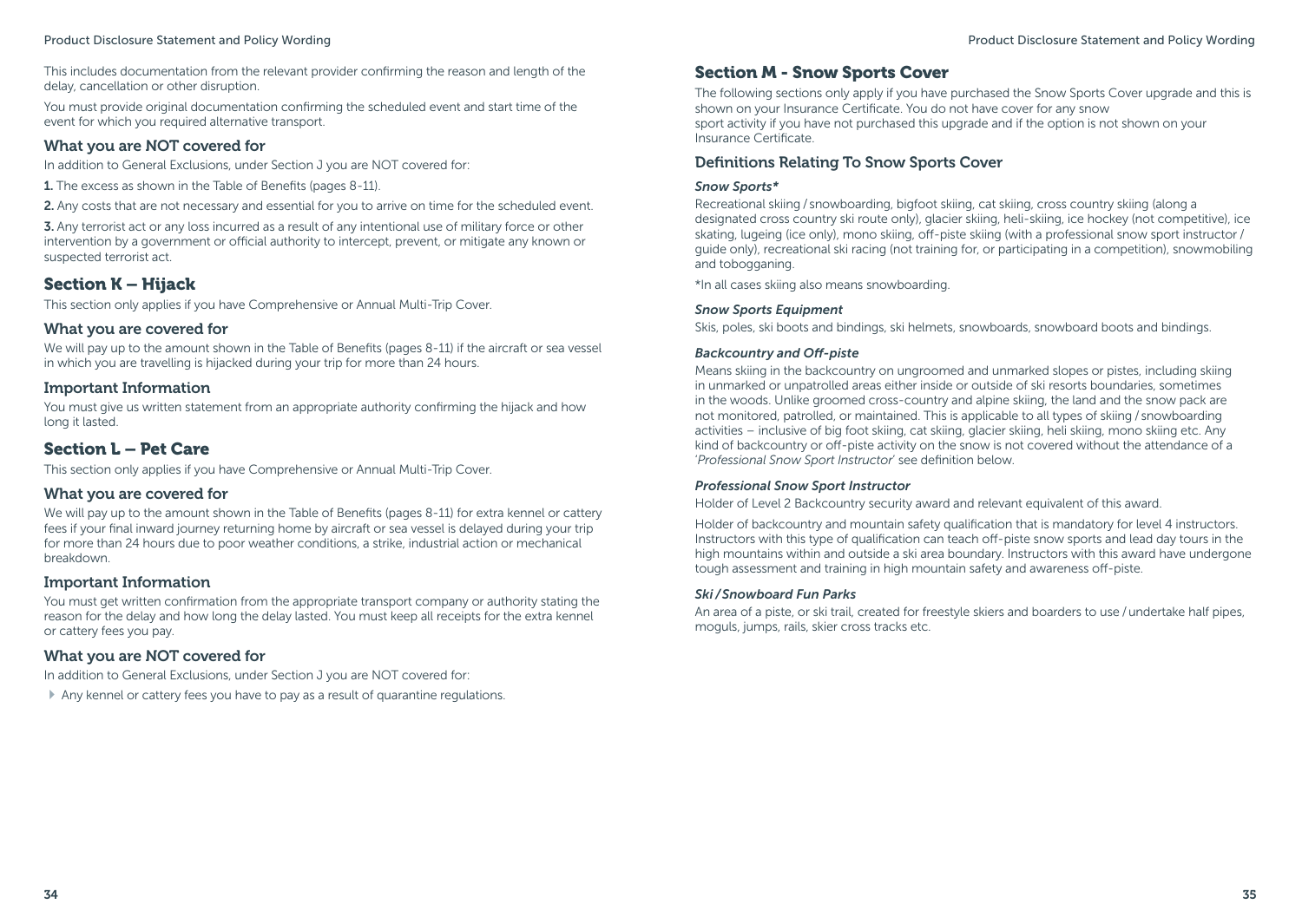This includes documentation from the relevant provider confirming the reason and length of the delay, cancellation or other disruption.

You must provide original documentation confirming the scheduled event and start time of the event for which you required alternative transport.

### What you are NOT covered for

In addition to General Exclusions, under Section J you are NOT covered for:

**1.** The excess as shown in the Table of Benefits (pages 8-11).

**2.** Any costs that are not necessary and essential for you to arrive on time for the scheduled event.

**3.** Any terrorist act or any loss incurred as a result of any intentional use of military force or other intervention by a government or official authority to intercept, prevent, or mitigate any known or suspected terrorist act.

## Section K – Hijack

This section only applies if you have Comprehensive or Annual Multi-Trip Cover.

### What you are covered for

We will pay up to the amount shown in the Table of Benefits (pages 8-11) if the aircraft or sea vessel in which you are travelling is hijacked during your trip for more than 24 hours.

### Important Information

You must give us written statement from an appropriate authority confirming the hijack and how long it lasted.

## Section L – Pet Care

This section only applies if you have Comprehensive or Annual Multi-Trip Cover.

### What you are covered for

We will pay up to the amount shown in the Table of Benefits (pages 8-11) for extra kennel or cattery fees if your final inward journey returning home by aircraft or sea vessel is delayed during your trip for more than 24 hours due to poor weather conditions, a strike, industrial action or mechanical breakdown.

### Important Information

You must get written confirmation from the appropriate transport company or authority stating the reason for the delay and how long the delay lasted. You must keep all receipts for the extra kennel or cattery fees you pay.

### What you are NOT covered for

In addition to General Exclusions, under Section J you are NOT covered for:

- Any kennel or cattery fees you have to pay as a result of quarantine regulations.

## Section M - Snow Sports Cover

The following sections only apply if you have purchased the Snow Sports Cover upgrade and this is shown on your Insurance Certificate. You do not have cover for any snow sport activity if you have not purchased this upgrade and if the option is not shown on your Insurance Certificate.

### Definitions Relating To Snow Sports Cover

***Snow Sports****

Recreational skiing / snowboarding, bigfoot skiing, cat skiing, cross country skiing (along a designated cross country ski route only), glacier skiing, heli-skiing, ice hockey (not competitive), ice skating, lugeing (ice only), mono skiing, off-piste skiing (with a professional snow sport instructor / guide only), recreational ski racing (not training for, or participating in a competition), snowmobiling and tobogganing.

*In all cases skiing also means snowboarding.

***Snow Sports Equipment***

Skis, poles, ski boots and bindings, ski helmets, snowboards, snowboard boots and bindings.

***Backcountry and Off-piste***

Means skiing in the backcountry on ungroomed and unmarked slopes or pistes, including skiing in unmarked or unpatrolled areas either inside or outside of ski resorts boundaries, sometimes in the woods. Unlike groomed cross-country and alpine skiing, the land and the snow pack are not monitored, patrolled, or maintained. This is applicable to all types of skiing / snowboarding activities – inclusive of big foot skiing, cat skiing, glacier skiing, heli skiing, mono skiing etc. Any kind of backcountry or off-piste activity on the snow is not covered without the attendance of a '*Professional Snow Sport Instructor*' see definition below.

***Professional Snow Sport Instructor***

Holder of Level 2 Backcountry security award and relevant equivalent of this award.

Holder of backcountry and mountain safety qualification that is mandatory for level 4 instructors. Instructors with this type of qualification can teach off-piste snow sports and lead day tours in the high mountains within and outside a ski area boundary. Instructors with this award have undergone tough assessment and training in high mountain safety and awareness off-piste.

***Ski / Snowboard Fun Parks***

An area of a piste, or ski trail, created for freestyle skiers and boarders to use / undertake half pipes, moguls, jumps, rails, skier cross tracks etc.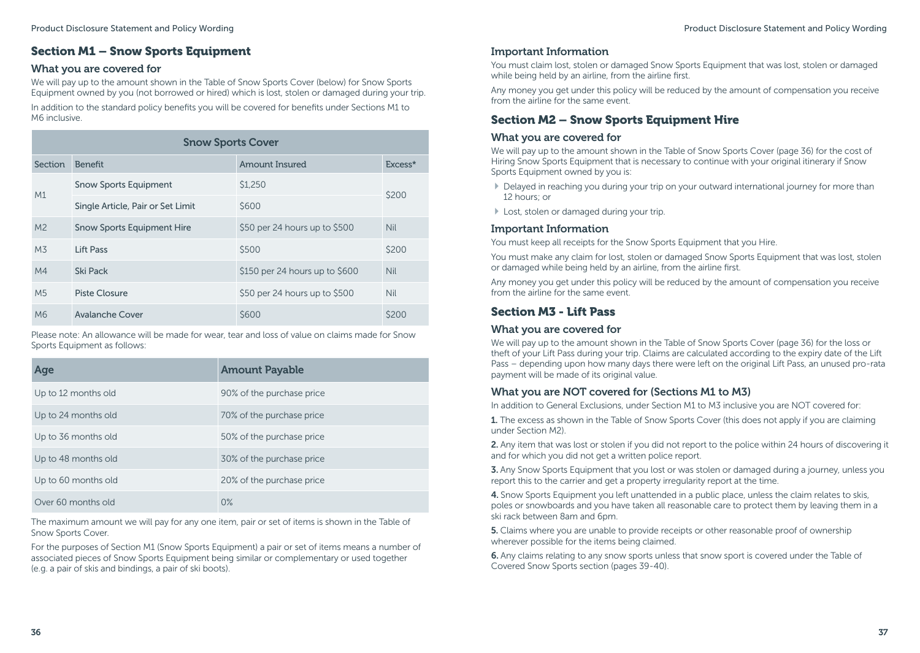## Section M1 – Snow Sports Equipment

### What you are covered for

We will pay up to the amount shown in the Table of Snow Sports Cover (below) for Snow Sports Equipment owned by you (not borrowed or hired) which is lost, stolen or damaged during your trip.

In addition to the standard policy benefits you will be covered for benefits under Sections M1 to M6 inclusive.

| Snow Sports Cover | | | |
|---|---|---|---|
| Section | Benefit | Amount Insured | Excess* |
| M1 | Snow Sports Equipment | $1,250 | $200 |
| | Single Article, Pair or Set Limit | $600 | |
| M2 | Snow Sports Equipment Hire | $50 per 24 hours up to $500 | Nil |
| M3 | Lift Pass | $500 | $200 |
| M4 | Ski Pack | $150 per 24 hours up to $600 | Nil |
| M5 | Piste Closure | $50 per 24 hours up to $500 | Nil |
| M6 | Avalanche Cover | $600 | $200 |

Please note: An allowance will be made for wear, tear and loss of value on claims made for Snow Sports Equipment as follows:

| Age | Amount Payable |
|---|---|
| Up to 12 months old | 90% of the purchase price |
| Up to 24 months old | 70% of the purchase price |
| Up to 36 months old | 50% of the purchase price |
| Up to 48 months old | 30% of the purchase price |
| Up to 60 months old | 20% of the purchase price |
| Over 60 months old | 0% |

The maximum amount we will pay for any one item, pair or set of items is shown in the Table of Snow Sports Cover.

For the purposes of Section M1 (Snow Sports Equipment) a pair or set of items means a number of associated pieces of Snow Sports Equipment being similar or complementary or used together (e.g. a pair of skis and bindings, a pair of ski boots).

### Important Information

You must claim lost, stolen or damaged Snow Sports Equipment that was lost, stolen or damaged while being held by an airline, from the airline first.

Any money you get under this policy will be reduced by the amount of compensation you receive from the airline for the same event.

## Section M2 – Snow Sports Equipment Hire

### What you are covered for

We will pay up to the amount shown in the Table of Snow Sports Cover (page 36) for the cost of Hiring Snow Sports Equipment that is necessary to continue with your original itinerary if Snow Sports Equipment owned by you is:

- Delayed in reaching you during your trip on your outward international journey for more than 12 hours; or
- Lost, stolen or damaged during your trip.

### Important Information

You must keep all receipts for the Snow Sports Equipment that you Hire.

You must make any claim for lost, stolen or damaged Snow Sports Equipment that was lost, stolen or damaged while being held by an airline, from the airline first.

Any money you get under this policy will be reduced by the amount of compensation you receive from the airline for the same event.

## Section M3 - Lift Pass

### What you are covered for

We will pay up to the amount shown in the Table of Snow Sports Cover (page 36) for the loss or theft of your Lift Pass during your trip. Claims are calculated according to the expiry date of the Lift Pass – depending upon how many days there were left on the original Lift Pass, an unused pro-rata payment will be made of its original value.

### What you are NOT covered for (Sections M1 to M3)

In addition to General Exclusions, under Section M1 to M3 inclusive you are NOT covered for:

**1.** The excess as shown in the Table of Snow Sports Cover (this does not apply if you are claiming under Section M2).

**2.** Any item that was lost or stolen if you did not report to the police within 24 hours of discovering it and for which you did not get a written police report.

**3.** Any Snow Sports Equipment that you lost or was stolen or damaged during a journey, unless you report this to the carrier and get a property irregularity report at the time.

**4.** Snow Sports Equipment you left unattended in a public place, unless the claim relates to skis, poles or snowboards and you have taken all reasonable care to protect them by leaving them in a ski rack between 8am and 6pm.

**5.** Claims where you are unable to provide receipts or other reasonable proof of ownership wherever possible for the items being claimed.

**6.** Any claims relating to any snow sports unless that snow sport is covered under the Table of Covered Snow Sports section (pages 39-40).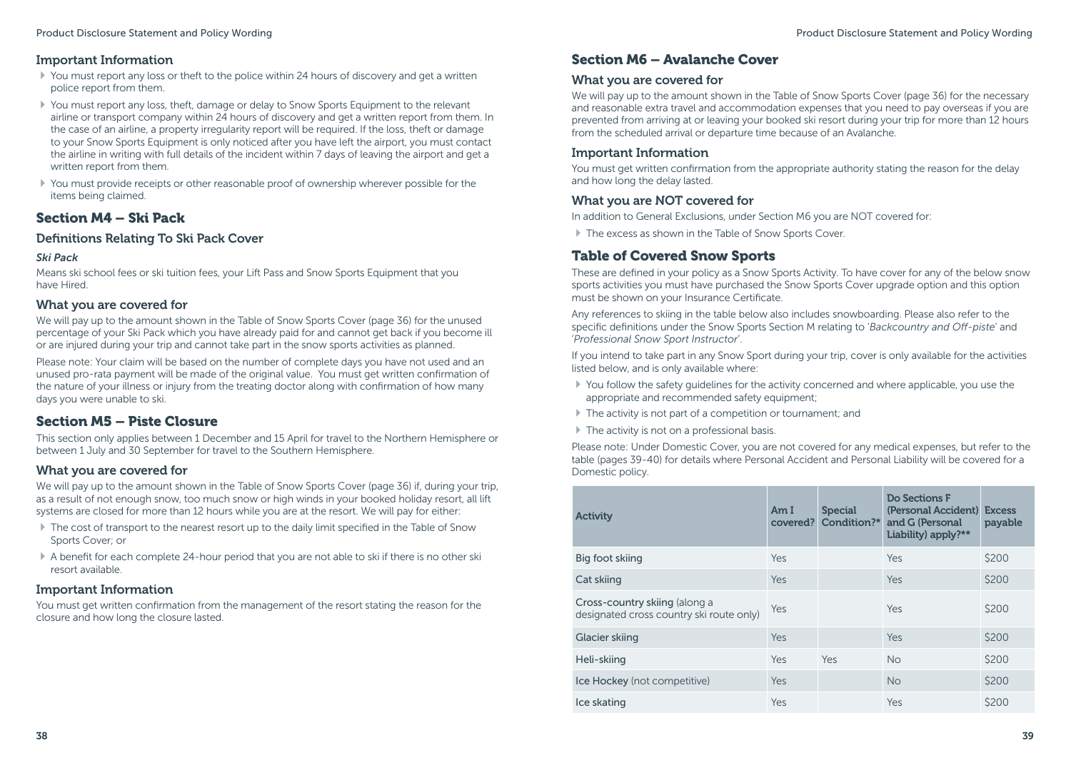### Important Information

- You must report any loss or theft to the police within 24 hours of discovery and get a written police report from them.
- You must report any loss, theft, damage or delay to Snow Sports Equipment to the relevant airline or transport company within 24 hours of discovery and get a written report from them. In the case of an airline, a property irregularity report will be required. If the loss, theft or damage to your Snow Sports Equipment is only noticed after you have left the airport, you must contact the airline in writing with full details of the incident within 7 days of leaving the airport and get a written report from them.
- You must provide receipts or other reasonable proof of ownership wherever possible for the items being claimed.

## Section M4 – Ski Pack

### Definitions Relating To Ski Pack Cover

***Ski Pack***

Means ski school fees or ski tuition fees, your Lift Pass and Snow Sports Equipment that you have Hired.

### What you are covered for

We will pay up to the amount shown in the Table of Snow Sports Cover (page 36) for the unused percentage of your Ski Pack which you have already paid for and cannot get back if you become ill or are injured during your trip and cannot take part in the snow sports activities as planned.

Please note: Your claim will be based on the number of complete days you have not used and an unused pro-rata payment will be made of the original value. You must get written confirmation of the nature of your illness or injury from the treating doctor along with confirmation of how many days you were unable to ski.

## Section M5 – Piste Closure

This section only applies between 1 December and 15 April for travel to the Northern Hemisphere or between 1 July and 30 September for travel to the Southern Hemisphere.

### What you are covered for

We will pay up to the amount shown in the Table of Snow Sports Cover (page 36) if, during your trip, as a result of not enough snow, too much snow or high winds in your booked holiday resort, all lift systems are closed for more than 12 hours while you are at the resort. We will pay for either:

- The cost of transport to the nearest resort up to the daily limit specified in the Table of Snow Sports Cover; or
- A benefit for each complete 24-hour period that you are not able to ski if there is no other ski resort available.

### Important Information

You must get written confirmation from the management of the resort stating the reason for the closure and how long the closure lasted.

## Section M6 – Avalanche Cover

### What you are covered for

We will pay up to the amount shown in the Table of Snow Sports Cover (page 36) for the necessary and reasonable extra travel and accommodation expenses that you need to pay overseas if you are prevented from arriving at or leaving your booked ski resort during your trip for more than 12 hours from the scheduled arrival or departure time because of an Avalanche.

### Important Information

You must get written confirmation from the appropriate authority stating the reason for the delay and how long the delay lasted.

### What you are NOT covered for

In addition to General Exclusions, under Section M6 you are NOT covered for:

- The excess as shown in the Table of Snow Sports Cover.

## Table of Covered Snow Sports

These are defined in your policy as a Snow Sports Activity. To have cover for any of the below snow sports activities you must have purchased the Snow Sports Cover upgrade option and this option must be shown on your Insurance Certificate.

Any references to skiing in the table below also includes snowboarding. Please also refer to the specific definitions under the Snow Sports Section M relating to '*Backcountry and Off-piste*' and '*Professional Snow Sport Instructor*'.

If you intend to take part in any Snow Sport during your trip, cover is only available for the activities listed below, and is only available where:

- You follow the safety guidelines for the activity concerned and where applicable, you use the appropriate and recommended safety equipment;
- The activity is not part of a competition or tournament; and
- The activity is not on a professional basis.

Please note: Under Domestic Cover, you are not covered for any medical expenses, but refer to the table (pages 39-40) for details where Personal Accident and Personal Liability will be covered for a Domestic policy.

| Activity | Am I covered? | Special Condition?* | Do Sections F (Personal Accident) and G (Personal Liability) apply?** | Excess payable |
|---|---|---|---|---|
| Big foot skiing | Yes | | Yes | $200 |
| Cat skiing | Yes | | Yes | $200 |
| Cross-country skiing (along a designated cross country ski route only) | Yes | | Yes | $200 |
| Glacier skiing | Yes | | Yes | $200 |
| Heli-skiing | Yes | Yes | No | $200 |
| Ice Hockey (not competitive) | Yes | | No | $200 |
| Ice skating | Yes | | Yes | $200 |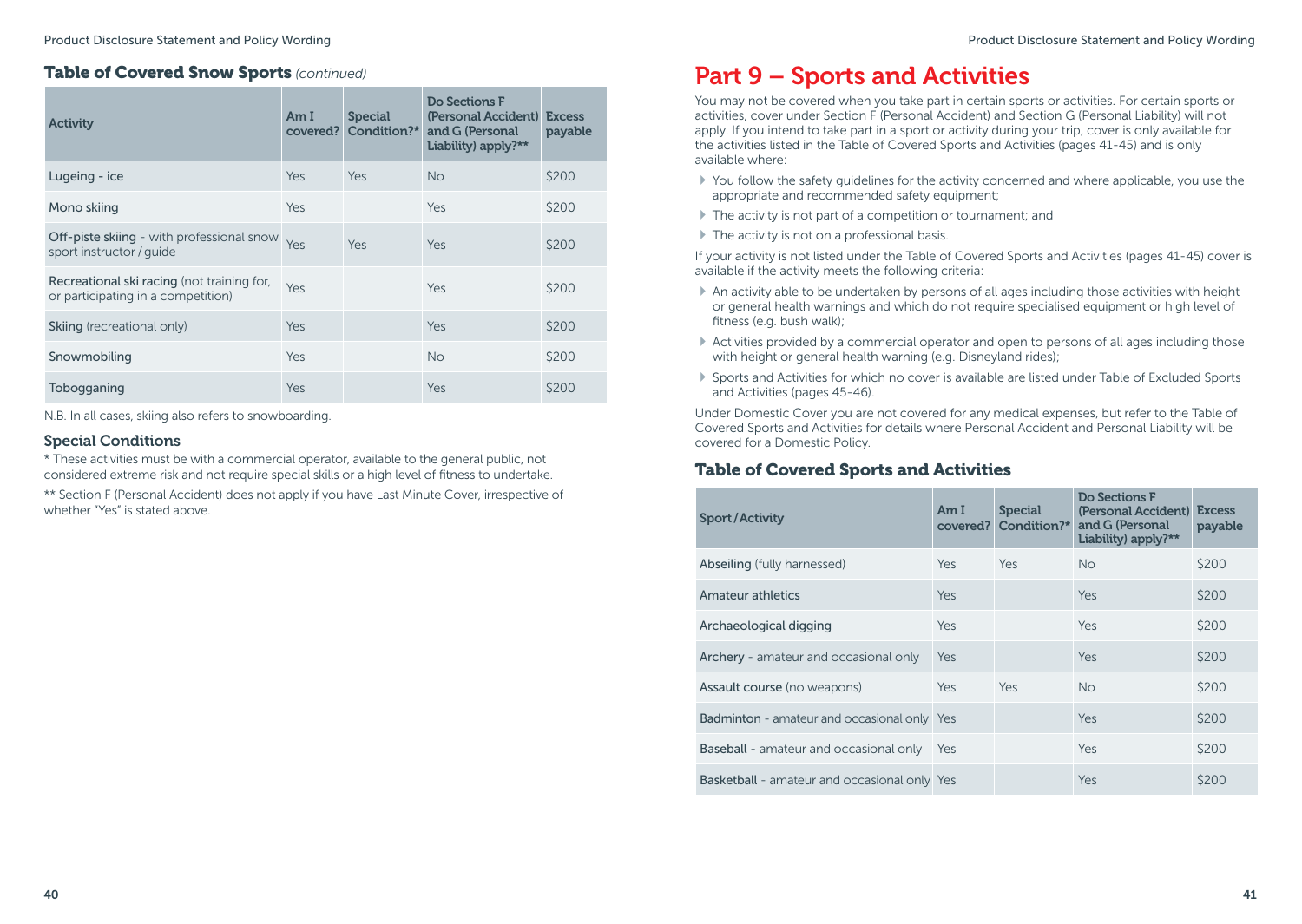### Table of Covered Snow Sports *(continued)*

| Activity | Am I covered? | Special Condition?* | Do Sections F (Personal Accident) and G (Personal Liability) apply?** | Excess payable |
|---|---|---|---|---|
| **Lugeing** - ice | Yes | Yes | No | $200 |
| **Mono skiing** | Yes | | Yes | $200 |
| **Off-piste skiing** - with professional snow sport instructor / guide | Yes | Yes | Yes | $200 |
| **Recreational ski racing** (not training for, or participating in a competition) | Yes | | Yes | $200 |
| **Skiing** (recreational only) | Yes | | Yes | $200 |
| **Snowmobiling** | Yes | | No | $200 |
| **Tobogganing** | Yes | | Yes | $200 |

N.B. In all cases, skiing also refers to snowboarding.

### Special Conditions

* These activities must be with a commercial operator, available to the general public, not considered extreme risk and not require special skills or a high level of fitness to undertake.

** Section F (Personal Accident) does not apply if you have Last Minute Cover, irrespective of whether "Yes" is stated above.

# Part 9 – Sports and Activities

You may not be covered when you take part in certain sports or activities. For certain sports or activities, cover under Section F (Personal Accident) and Section G (Personal Liability) will not apply. If you intend to take part in a sport or activity during your trip, cover is only available for the activities listed in the Table of Covered Sports and Activities (pages 41-45) and is only available where:

- You follow the safety guidelines for the activity concerned and where applicable, you use the appropriate and recommended safety equipment;
- The activity is not part of a competition or tournament; and
- The activity is not on a professional basis.

If your activity is not listed under the Table of Covered Sports and Activities (pages 41-45) cover is available if the activity meets the following criteria:

- An activity able to be undertaken by persons of all ages including those activities with height or general health warnings and which do not require specialised equipment or high level of fitness (e.g. bush walk);
- Activities provided by a commercial operator and open to persons of all ages including those with height or general health warning (e.g. Disneyland rides);
- Sports and Activities for which no cover is available are listed under Table of Excluded Sports and Activities (pages 45-46).

Under Domestic Cover you are not covered for any medical expenses, but refer to the Table of Covered Sports and Activities for details where Personal Accident and Personal Liability will be covered for a Domestic Policy.

### Table of Covered Sports and Activities

| Sport / Activity | Am I covered? | Special Condition?* | Do Sections F (Personal Accident) and G (Personal Liability) apply?** | Excess payable |
|---|---|---|---|---|
| **Abseiling** (fully harnessed) | Yes | Yes | No | $200 |
| **Amateur athletics** | Yes | | Yes | $200 |
| **Archaeological digging** | Yes | | Yes | $200 |
| **Archery** - amateur and occasional only | Yes | | Yes | $200 |
| **Assault course** (no weapons) | Yes | Yes | No | $200 |
| **Badminton** - amateur and occasional only | Yes | | Yes | $200 |
| **Baseball** - amateur and occasional only | Yes | | Yes | $200 |
| **Basketball** - amateur and occasional only | Yes | | Yes | $200 |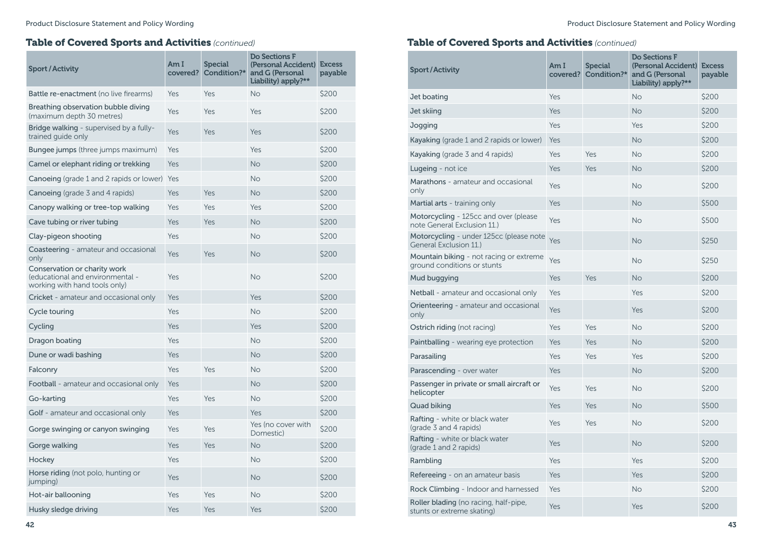## Table of Covered Sports and Activities *(continued)*

| Sport / Activity | Am I covered? | Special Condition?* | Do Sections F (Personal Accident) and G (Personal Liability) apply?** | Excess payable |
|---|---|---|---|---|
| **Battle re-enactment** (no live firearms) | Yes | Yes | No | $200 |
| **Breathing observation bubble diving** (maximum depth 30 metres) | Yes | Yes | Yes | $200 |
| **Bridge walking** - supervised by a fully-trained guide only | Yes | Yes | Yes | $200 |
| **Bungee jumps** (three jumps maximum) | Yes | | Yes | $200 |
| **Camel or elephant riding or trekking** | Yes | | No | $200 |
| **Canoeing** (grade 1 and 2 rapids or lower) | Yes | | No | $200 |
| **Canoeing** (grade 3 and 4 rapids) | Yes | Yes | No | $200 |
| **Canopy walking or tree-top walking** | Yes | Yes | Yes | $200 |
| **Cave tubing or river tubing** | Yes | Yes | No | $200 |
| **Clay-pigeon shooting** | Yes | | No | $200 |
| **Coasteering** - amateur and occasional only | Yes | Yes | No | $200 |
| **Conservation or charity work** (educational and environmental - working with hand tools only) | Yes | | No | $200 |
| **Cricket** - amateur and occasional only | Yes | | Yes | $200 |
| **Cycle touring** | Yes | | No | $200 |
| **Cycling** | Yes | | Yes | $200 |
| **Dragon boating** | Yes | | No | $200 |
| **Dune or wadi bashing** | Yes | | No | $200 |
| **Falconry** | Yes | Yes | No | $200 |
| **Football** - amateur and occasional only | Yes | | No | $200 |
| **Go-karting** | Yes | Yes | No | $200 |
| **Golf** - amateur and occasional only | Yes | | Yes | $200 |
| **Gorge swinging or canyon swinging** | Yes | Yes | Yes (no cover with Domestic) | $200 |
| **Gorge walking** | Yes | Yes | No | $200 |
| **Hockey** | Yes | | No | $200 |
| **Horse riding** (not polo, hunting or jumping) | Yes | | No | $200 |
| **Hot-air ballooning** | Yes | Yes | No | $200 |
| **Husky sledge driving** | Yes | Yes | Yes | $200 |

## Table of Covered Sports and Activities *(continued)*

| Sport / Activity | Am I covered? | Special Condition?* | Do Sections F (Personal Accident) and G (Personal Liability) apply?** | Excess payable |
|---|---|---|---|---|
| **Jet boating** | Yes | | No | $200 |
| **Jet skiing** | Yes | | No | $200 |
| **Jogging** | Yes | | Yes | $200 |
| **Kayaking** (grade 1 and 2 rapids or lower) | Yes | | No | $200 |
| **Kayaking** (grade 3 and 4 rapids) | Yes | Yes | No | $200 |
| **Lugeing** - not ice | Yes | Yes | No | $200 |
| **Marathons** - amateur and occasional only | Yes | | No | $200 |
| **Martial arts** - training only | Yes | | No | $500 |
| **Motorcycling** - 125cc and over (please note General Exclusion 11.) | Yes | | No | $500 |
| **Motorcycling** - under 125cc (please note General Exclusion 11.) | Yes | | No | $250 |
| **Mountain biking** - not racing or extreme ground conditions or stunts | Yes | | No | $250 |
| **Mud buggying** | Yes | Yes | No | $200 |
| **Netball** - amateur and occasional only | Yes | | Yes | $200 |
| **Orienteering** - amateur and occasional only | Yes | | Yes | $200 |
| **Ostrich riding** (not racing) | Yes | Yes | No | $200 |
| **Paintballing** - wearing eye protection | Yes | Yes | No | $200 |
| **Parasailing** | Yes | Yes | Yes | $200 |
| **Parascending** - over water | Yes | | No | $200 |
| **Passenger in private or small aircraft or helicopter** | Yes | Yes | No | $200 |
| **Quad biking** | Yes | Yes | No | $500 |
| **Rafting** - white or black water (grade 3 and 4 rapids) | Yes | Yes | No | $200 |
| **Rafting** - white or black water (grade 1 and 2 rapids) | Yes | | No | $200 |
| **Rambling** | Yes | | Yes | $200 |
| **Refereeing** - on an amateur basis | Yes | | Yes | $200 |
| **Rock Climbing** - Indoor and harnessed | Yes | | No | $200 |
| **Roller blading** (no racing, half-pipe, stunts or extreme skating) | Yes | | Yes | $200 |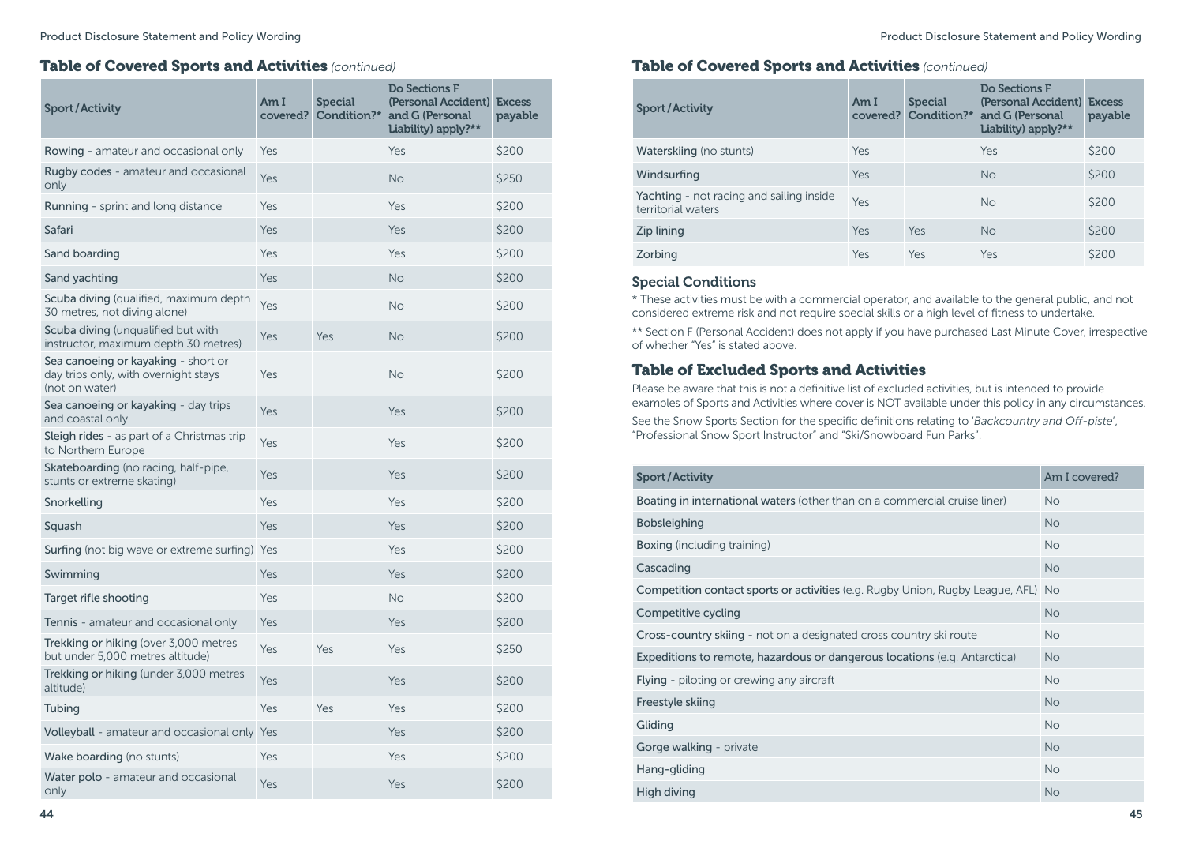## Table of Covered Sports and Activities *(continued)*

| Sport/Activity | Am I covered? | Special Condition?* | Do Sections F (Personal Accident) and G (Personal Liability) apply?** | Excess payable |
|---|---|---|---|---|
| **Rowing** - amateur and occasional only | Yes | | Yes | $200 |
| **Rugby codes** - amateur and occasional only | Yes | | No | $250 |
| **Running** - sprint and long distance | Yes | | Yes | $200 |
| **Safari** | Yes | | Yes | $200 |
| **Sand boarding** | Yes | | Yes | $200 |
| **Sand yachting** | Yes | | No | $200 |
| **Scuba diving** (qualified, maximum depth 30 metres, not diving alone) | Yes | | No | $200 |
| **Scuba diving** (unqualified but with instructor, maximum depth 30 metres) | Yes | Yes | No | $200 |
| **Sea canoeing or kayaking** - short or day trips only, with overnight stays (not on water) | Yes | | No | $200 |
| **Sea canoeing or kayaking** - day trips and coastal only | Yes | | Yes | $200 |
| **Sleigh rides** - as part of a Christmas trip to Northern Europe | Yes | | Yes | $200 |
| **Skateboarding** (no racing, half-pipe, stunts or extreme skating) | Yes | | Yes | $200 |
| **Snorkelling** | Yes | | Yes | $200 |
| **Squash** | Yes | | Yes | $200 |
| **Surfing** (not big wave or extreme surfing) | Yes | | Yes | $200 |
| **Swimming** | Yes | | Yes | $200 |
| **Target rifle shooting** | Yes | | No | $200 |
| **Tennis** - amateur and occasional only | Yes | | Yes | $200 |
| **Trekking or hiking** (over 3,000 metres but under 5,000 metres altitude) | Yes | Yes | Yes | $250 |
| **Trekking or hiking** (under 3,000 metres altitude) | Yes | | Yes | $200 |
| **Tubing** | Yes | Yes | Yes | $200 |
| **Volleyball** - amateur and occasional only | Yes | | Yes | $200 |
| **Wake boarding** (no stunts) | Yes | | Yes | $200 |
| **Water polo** - amateur and occasional only | Yes | | Yes | $200 |
| **Waterskiing** (no stunts) | Yes | | Yes | $200 |
| **Windsurfing** | Yes | | No | $200 |
| **Yachting** - not racing and sailing inside territorial waters | Yes | | No | $200 |
| **Zip lining** | Yes | Yes | No | $200 |
| **Zorbing** | Yes | Yes | Yes | $200 |

### Special Conditions

* These activities must be with a commercial operator, and available to the general public, and not considered extreme risk and not require special skills or a high level of fitness to undertake.

** Section F (Personal Accident) does not apply if you have purchased Last Minute Cover, irrespective of whether "Yes" is stated above.

## Table of Excluded Sports and Activities

Please be aware that this is not a definitive list of excluded activities, but is intended to provide examples of Sports and Activities where cover is NOT available under this policy in any circumstances.

See the Snow Sports Section for the specific definitions relating to '*Backcountry and Off-piste*', "Professional Snow Sport Instructor" and "Ski/Snowboard Fun Parks".

| Sport/Activity | Am I covered? |
|---|---|
| **Boating in international waters** (other than on a commercial cruise liner) | No |
| **Bobsleighing** | No |
| **Boxing** (including training) | No |
| **Cascading** | No |
| **Competition contact sports or activities** (e.g. Rugby Union, Rugby League, AFL) | No |
| **Competitive cycling** | No |
| **Cross-country skiing** - not on a designated cross country ski route | No |
| **Expeditions to remote, hazardous or dangerous locations** (e.g. Antarctica) | No |
| **Flying** - piloting or crewing any aircraft | No |
| **Freestyle skiing** | No |
| **Gliding** | No |
| **Gorge walking** - private | No |
| **Hang-gliding** | No |
| **High diving** | No |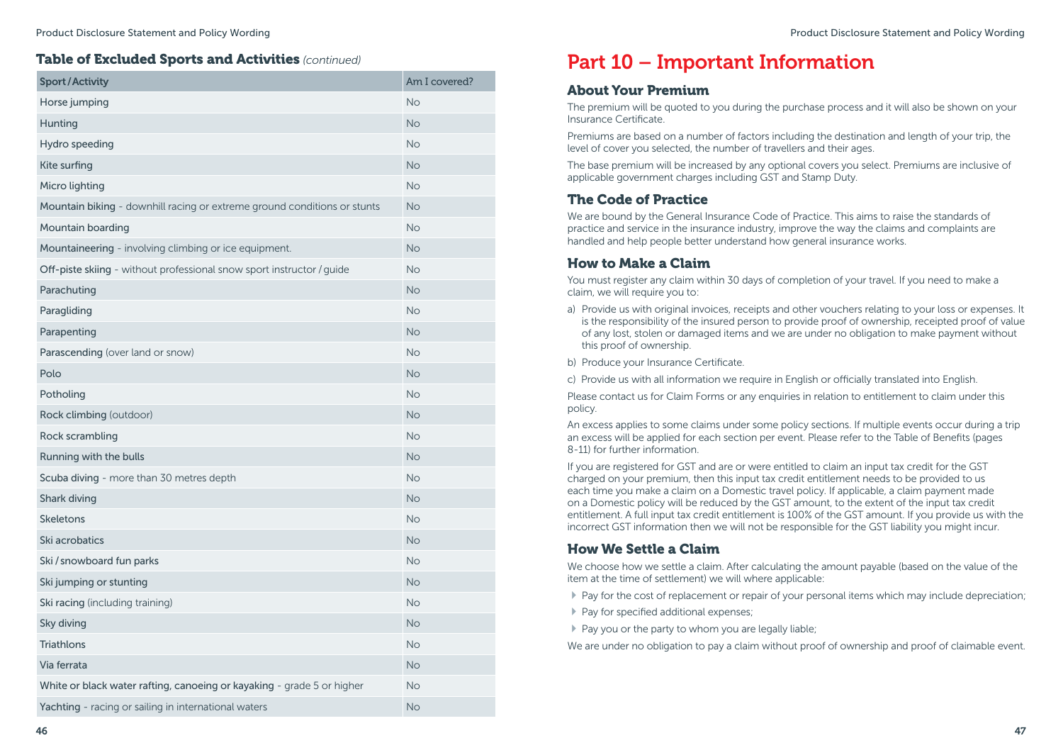### Table of Excluded Sports and Activities *(continued)*

| Sport / Activity | Am I covered? |
|---|---|
| Horse jumping | No |
| Hunting | No |
| Hydro speeding | No |
| Kite surfing | No |
| Micro lighting | No |
| Mountain biking - downhill racing or extreme ground conditions or stunts | No |
| Mountain boarding | No |
| Mountaineering - involving climbing or ice equipment. | No |
| Off-piste skiing - without professional snow sport instructor / guide | No |
| Parachuting | No |
| Paragliding | No |
| Parapenting | No |
| Parascending (over land or snow) | No |
| Polo | No |
| Potholing | No |
| Rock climbing (outdoor) | No |
| Rock scrambling | No |
| Running with the bulls | No |
| Scuba diving - more than 30 metres depth | No |
| Shark diving | No |
| Skeletons | No |
| Ski acrobatics | No |
| Ski / snowboard fun parks | No |
| Ski jumping or stunting | No |
| Ski racing (including training) | No |
| Sky diving | No |
| Triathlons | No |
| Via ferrata | No |
| White or black water rafting, canoeing or kayaking - grade 5 or higher | No |
| Yachting - racing or sailing in international waters | No |

# Part 10 – Important Information

## About Your Premium

The premium will be quoted to you during the purchase process and it will also be shown on your Insurance Certificate.

Premiums are based on a number of factors including the destination and length of your trip, the level of cover you selected, the number of travellers and their ages.

The base premium will be increased by any optional covers you select. Premiums are inclusive of applicable government charges including GST and Stamp Duty.

## The Code of Practice

We are bound by the General Insurance Code of Practice. This aims to raise the standards of practice and service in the insurance industry, improve the way the claims and complaints are handled and help people better understand how general insurance works.

## How to Make a Claim

You must register any claim within 30 days of completion of your travel. If you need to make a claim, we will require you to:

a) Provide us with original invoices, receipts and other vouchers relating to your loss or expenses. It is the responsibility of the insured person to provide proof of ownership, receipted proof of value of any lost, stolen or damaged items and we are under no obligation to make payment without this proof of ownership.

b) Produce your Insurance Certificate.

c) Provide us with all information we require in English or officially translated into English.

Please contact us for Claim Forms or any enquiries in relation to entitlement to claim under this policy.

An excess applies to some claims under some policy sections. If multiple events occur during a trip an excess will be applied for each section per event. Please refer to the Table of Benefits (pages 8-11) for further information.

If you are registered for GST and are or were entitled to claim an input tax credit for the GST charged on your premium, then this input tax credit entitlement needs to be provided to us each time you make a claim on a Domestic travel policy. If applicable, a claim payment made on a Domestic policy will be reduced by the GST amount, to the extent of the input tax credit entitlement. A full input tax credit entitlement is 100% of the GST amount. If you provide us with the incorrect GST information then we will not be responsible for the GST liability you might incur.

## How We Settle a Claim

We choose how we settle a claim. After calculating the amount payable (based on the value of the item at the time of settlement) we will where applicable:

- Pay for the cost of replacement or repair of your personal items which may include depreciation;
- Pay for specified additional expenses;
- Pay you or the party to whom you are legally liable;

We are under no obligation to pay a claim without proof of ownership and proof of claimable event.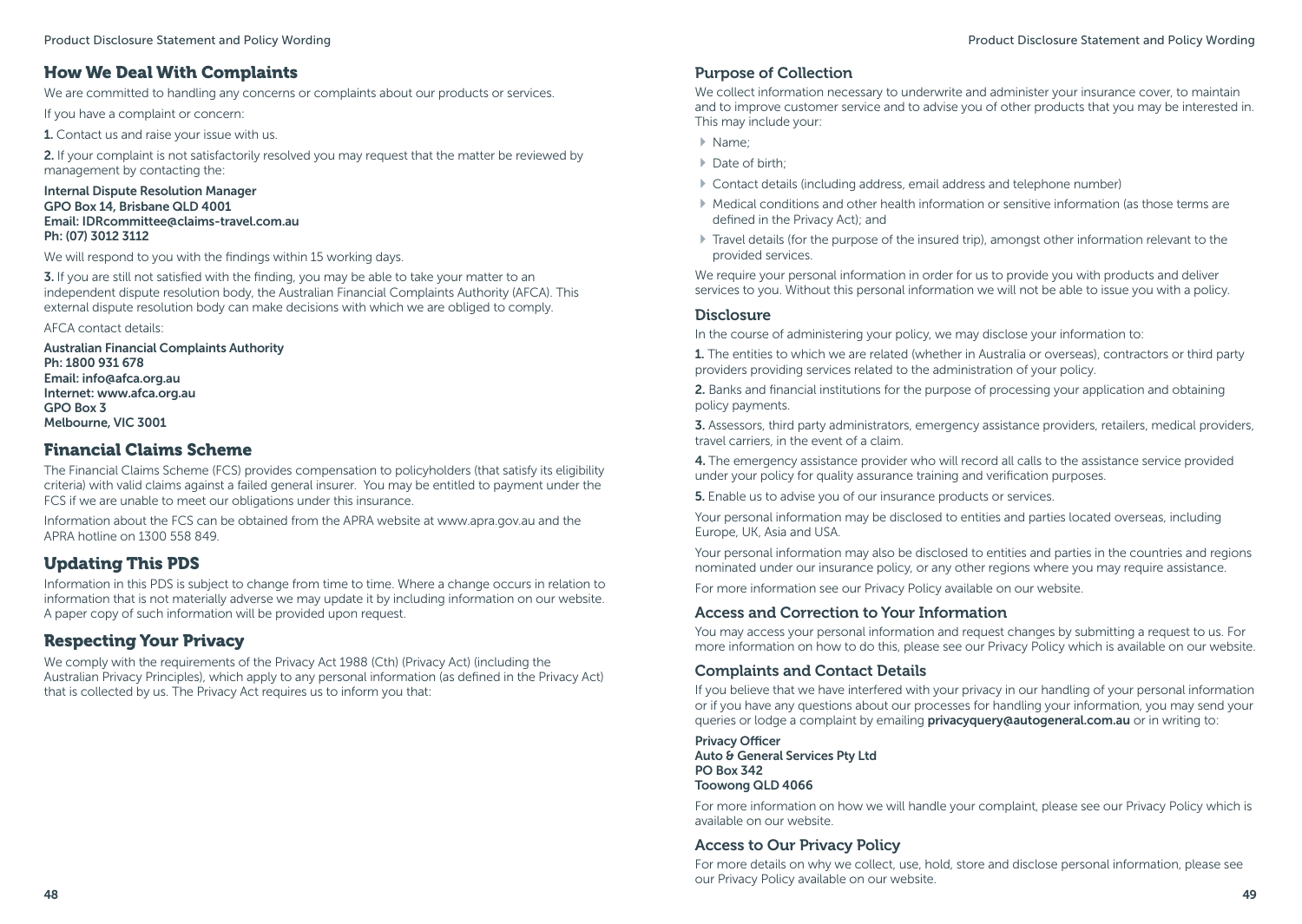## How We Deal With Complaints

We are committed to handling any concerns or complaints about our products or services.

If you have a complaint or concern:

**1.** Contact us and raise your issue with us.

**2.** If your complaint is not satisfactorily resolved you may request that the matter be reviewed by management by contacting the:

**Internal Dispute Resolution Manager**
**GPO Box 14, Brisbane QLD 4001**
**Email: IDRcommittee@claims-travel.com.au**
**Ph: (07) 3012 3112**

We will respond to you with the findings within 15 working days.

**3.** If you are still not satisfied with the finding, you may be able to take your matter to an independent dispute resolution body, the Australian Financial Complaints Authority (AFCA). This external dispute resolution body can make decisions with which we are obliged to comply.

AFCA contact details:

**Australian Financial Complaints Authority**
**Ph: 1800 931 678**
**Email: info@afca.org.au**
**Internet: www.afca.org.au**
**GPO Box 3**
**Melbourne, VIC 3001**

## Financial Claims Scheme

The Financial Claims Scheme (FCS) provides compensation to policyholders (that satisfy its eligibility criteria) with valid claims against a failed general insurer. You may be entitled to payment under the FCS if we are unable to meet our obligations under this insurance.

Information about the FCS can be obtained from the APRA website at www.apra.gov.au and the APRA hotline on 1300 558 849.

## Updating This PDS

Information in this PDS is subject to change from time to time. Where a change occurs in relation to information that is not materially adverse we may update it by including information on our website. A paper copy of such information will be provided upon request.

## Respecting Your Privacy

We comply with the requirements of the Privacy Act 1988 (Cth) (Privacy Act) (including the Australian Privacy Principles), which apply to any personal information (as defined in the Privacy Act) that is collected by us. The Privacy Act requires us to inform you that:

### Purpose of Collection

We collect information necessary to underwrite and administer your insurance cover, to maintain and to improve customer service and to advise you of other products that you may be interested in. This may include your:

- Name;
- Date of birth;
- Contact details (including address, email address and telephone number)
- Medical conditions and other health information or sensitive information (as those terms are defined in the Privacy Act); and
- Travel details (for the purpose of the insured trip), amongst other information relevant to the provided services.

We require your personal information in order for us to provide you with products and deliver services to you. Without this personal information we will not be able to issue you with a policy.

### Disclosure

In the course of administering your policy, we may disclose your information to:

**1.** The entities to which we are related (whether in Australia or overseas), contractors or third party providers providing services related to the administration of your policy.

**2.** Banks and financial institutions for the purpose of processing your application and obtaining policy payments.

**3.** Assessors, third party administrators, emergency assistance providers, retailers, medical providers, travel carriers, in the event of a claim.

**4.** The emergency assistance provider who will record all calls to the assistance service provided under your policy for quality assurance training and verification purposes.

**5.** Enable us to advise you of our insurance products or services.

Your personal information may be disclosed to entities and parties located overseas, including Europe, UK, Asia and USA.

Your personal information may also be disclosed to entities and parties in the countries and regions nominated under our insurance policy, or any other regions where you may require assistance.

For more information see our Privacy Policy available on our website.

### Access and Correction to Your Information

You may access your personal information and request changes by submitting a request to us. For more information on how to do this, please see our Privacy Policy which is available on our website.

### Complaints and Contact Details

If you believe that we have interfered with your privacy in our handling of your personal information or if you have any questions about our processes for handling your information, you may send your queries or lodge a complaint by emailing **privacyquery@autogeneral.com.au** or in writing to:

**Privacy Officer**
**Auto & General Services Pty Ltd**
**PO Box 342**
**Toowong QLD 4066**

For more information on how we will handle your complaint, please see our Privacy Policy which is available on our website.

### Access to Our Privacy Policy

For more details on why we collect, use, hold, store and disclose personal information, please see our Privacy Policy available on our website.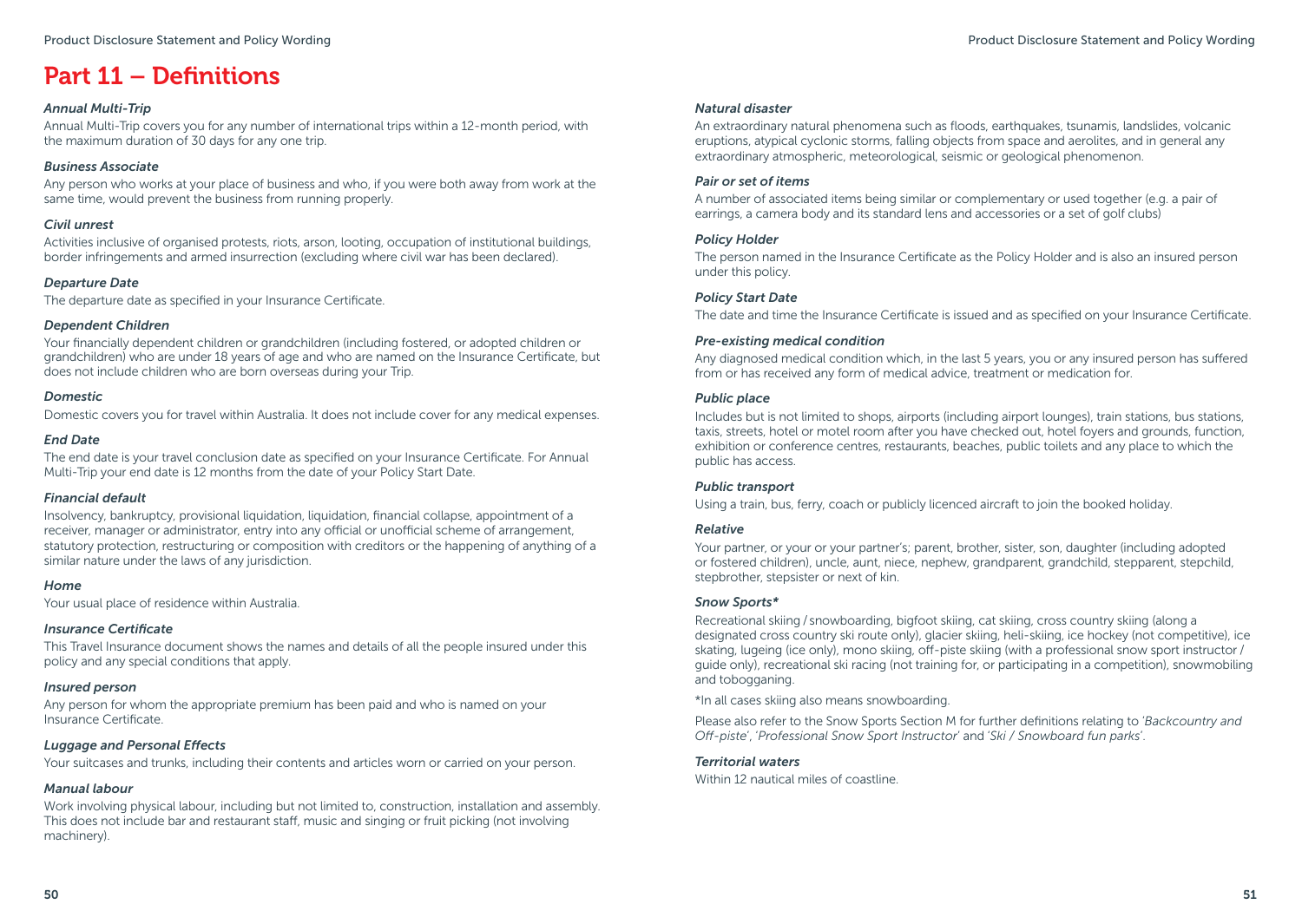# Part 11 – Definitions

***Annual Multi-Trip***

Annual Multi-Trip covers you for any number of international trips within a 12-month period, with the maximum duration of 30 days for any one trip.

***Business Associate***

Any person who works at your place of business and who, if you were both away from work at the same time, would prevent the business from running properly.

***Civil unrest***

Activities inclusive of organised protests, riots, arson, looting, occupation of institutional buildings, border infringements and armed insurrection (excluding where civil war has been declared).

***Departure Date***

The departure date as specified in your Insurance Certificate.

***Dependent Children***

Your financially dependent children or grandchildren (including fostered, or adopted children or grandchildren) who are under 18 years of age and who are named on the Insurance Certificate, but does not include children who are born overseas during your Trip.

***Domestic***

Domestic covers you for travel within Australia. It does not include cover for any medical expenses.

***End Date***

The end date is your travel conclusion date as specified on your Insurance Certificate. For Annual Multi-Trip your end date is 12 months from the date of your Policy Start Date.

***Financial default***

Insolvency, bankruptcy, provisional liquidation, liquidation, financial collapse, appointment of a receiver, manager or administrator, entry into any official or unofficial scheme of arrangement, statutory protection, restructuring or composition with creditors or the happening of anything of a similar nature under the laws of any jurisdiction.

***Home***

Your usual place of residence within Australia.

***Insurance Certificate***

This Travel Insurance document shows the names and details of all the people insured under this policy and any special conditions that apply.

***Insured person***

Any person for whom the appropriate premium has been paid and who is named on your Insurance Certificate.

***Luggage and Personal Effects***

Your suitcases and trunks, including their contents and articles worn or carried on your person.

***Manual labour***

Work involving physical labour, including but not limited to, construction, installation and assembly. This does not include bar and restaurant staff, music and singing or fruit picking (not involving machinery).

***Natural disaster***

An extraordinary natural phenomena such as floods, earthquakes, tsunamis, landslides, volcanic eruptions, atypical cyclonic storms, falling objects from space and aerolites, and in general any extraordinary atmospheric, meteorological, seismic or geological phenomenon.

***Pair or set of items***

A number of associated items being similar or complementary or used together (e.g. a pair of earrings, a camera body and its standard lens and accessories or a set of golf clubs)

***Policy Holder***

The person named in the Insurance Certificate as the Policy Holder and is also an insured person under this policy.

***Policy Start Date***

The date and time the Insurance Certificate is issued and as specified on your Insurance Certificate.

***Pre-existing medical condition***

Any diagnosed medical condition which, in the last 5 years, you or any insured person has suffered from or has received any form of medical advice, treatment or medication for.

***Public place***

Includes but is not limited to shops, airports (including airport lounges), train stations, bus stations, taxis, streets, hotel or motel room after you have checked out, hotel foyers and grounds, function, exhibition or conference centres, restaurants, beaches, public toilets and any place to which the public has access.

***Public transport***

Using a train, bus, ferry, coach or publicly licenced aircraft to join the booked holiday.

***Relative***

Your partner, or your or your partner's; parent, brother, sister, son, daughter (including adopted or fostered children), uncle, aunt, niece, nephew, grandparent, grandchild, stepparent, stepchild, stepbrother, stepsister or next of kin.

***Snow Sports****

Recreational skiing / snowboarding, bigfoot skiing, cat skiing, cross country skiing (along a designated cross country ski route only), glacier skiing, heli-skiing, ice hockey (not competitive), ice skating, lugeing (ice only), mono skiing, off-piste skiing (with a professional snow sport instructor / guide only), recreational ski racing (not training for, or participating in a competition), snowmobiling and tobogganing.

*In all cases skiing also means snowboarding.

Please also refer to the Snow Sports Section M for further definitions relating to '*Backcountry and Off-piste*', '*Professional Snow Sport Instructor*' and '*Ski / Snowboard fun parks*'.

***Territorial waters***

Within 12 nautical miles of coastline.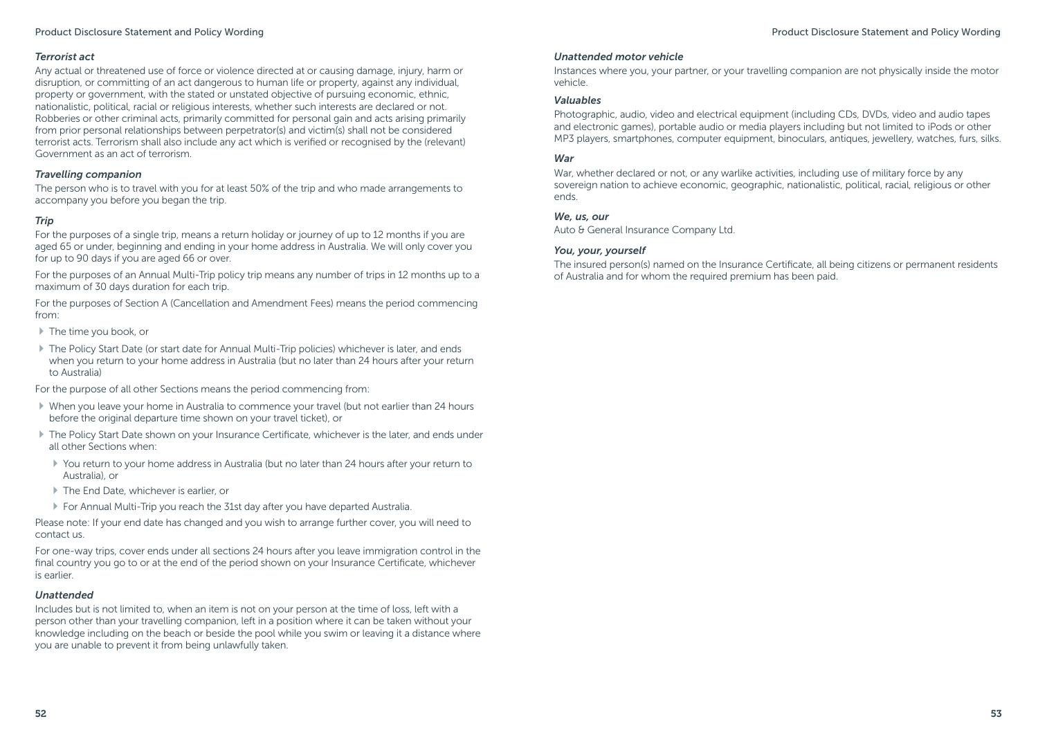### *Terrorist act*

Any actual or threatened use of force or violence directed at or causing damage, injury, harm or disruption, or committing of an act dangerous to human life or property, against any individual, property or government, with the stated or unstated objective of pursuing economic, ethnic, nationalistic, political, racial or religious interests, whether such interests are declared or not. Robberies or other criminal acts, primarily committed for personal gain and acts arising primarily from prior personal relationships between perpetrator(s) and victim(s) shall not be considered terrorist acts. Terrorism shall also include any act which is verified or recognised by the (relevant) Government as an act of terrorism.

### *Travelling companion*

The person who is to travel with you for at least 50% of the trip and who made arrangements to accompany you before you began the trip.

### *Trip*

For the purposes of a single trip, means a return holiday or journey of up to 12 months if you are aged 65 or under, beginning and ending in your home address in Australia. We will only cover you for up to 90 days if you are aged 66 or over.

For the purposes of an Annual Multi-Trip policy trip means any number of trips in 12 months up to a maximum of 30 days duration for each trip.

For the purposes of Section A (Cancellation and Amendment Fees) means the period commencing from:

- The time you book, or
- The Policy Start Date (or start date for Annual Multi-Trip policies) whichever is later, and ends when you return to your home address in Australia (but no later than 24 hours after your return to Australia)

For the purpose of all other Sections means the period commencing from:

- When you leave your home in Australia to commence your travel (but not earlier than 24 hours before the original departure time shown on your travel ticket), or
- The Policy Start Date shown on your Insurance Certificate, whichever is the later, and ends under all other Sections when:
  - You return to your home address in Australia (but no later than 24 hours after your return to Australia), or
  - The End Date, whichever is earlier, or
  - For Annual Multi-Trip you reach the 31st day after you have departed Australia.

Please note: If your end date has changed and you wish to arrange further cover, you will need to contact us.

For one-way trips, cover ends under all sections 24 hours after you leave immigration control in the final country you go to or at the end of the period shown on your Insurance Certificate, whichever is earlier.

### *Unattended*

Includes but is not limited to, when an item is not on your person at the time of loss, left with a person other than your travelling companion, left in a position where it can be taken without your knowledge including on the beach or beside the pool while you swim or leaving it a distance where you are unable to prevent it from being unlawfully taken.

### *Unattended motor vehicle*

Instances where you, your partner, or your travelling companion are not physically inside the motor vehicle.

### *Valuables*

Photographic, audio, video and electrical equipment (including CDs, DVDs, video and audio tapes and electronic games), portable audio or media players including but not limited to iPods or other MP3 players, smartphones, computer equipment, binoculars, antiques, jewellery, watches, furs, silks.

### *War*

War, whether declared or not, or any warlike activities, including use of military force by any sovereign nation to achieve economic, geographic, nationalistic, political, racial, religious or other ends.

### *We, us, our*

Auto & General Insurance Company Ltd.

### *You, your, yourself*

The insured person(s) named on the Insurance Certificate, all being citizens or permanent residents of Australia and for whom the required premium has been paid.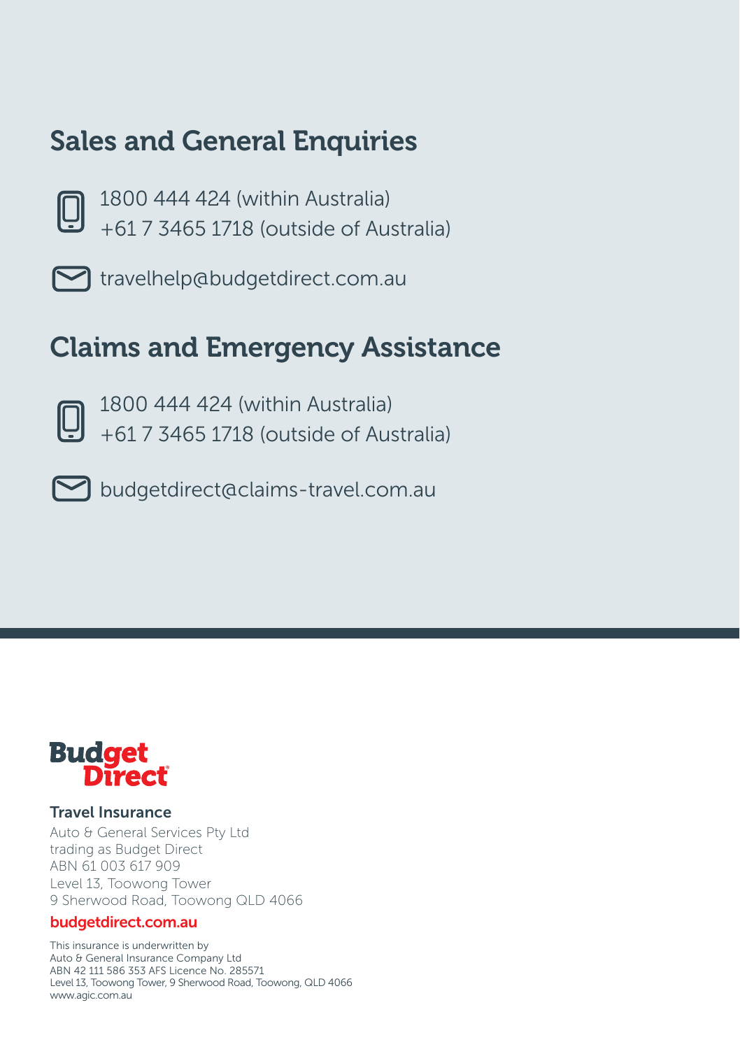## Sales and General Enquiries

1800 444 424 (within Australia)
+61 7 3465 1718 (outside of Australia)

travelhelp@budgetdirect.com.au

## Claims and Emergency Assistance

1800 444 424 (within Australia)
+61 7 3465 1718 (outside of Australia)

budgetdirect@claims-travel.com.au

Budget Direct

**Travel Insurance**

Auto & General Services Pty Ltd
trading as Budget Direct
ABN 61 003 617 909
Level 13, Toowong Tower
9 Sherwood Road, Toowong QLD 4066

**budgetdirect.com.au**

This insurance is underwritten by
Auto & General Insurance Company Ltd
ABN 42 111 586 353 AFS Licence No. 285571
Level 13, Toowong Tower, 9 Sherwood Road, Toowong, QLD 4066
www.agic.com.au